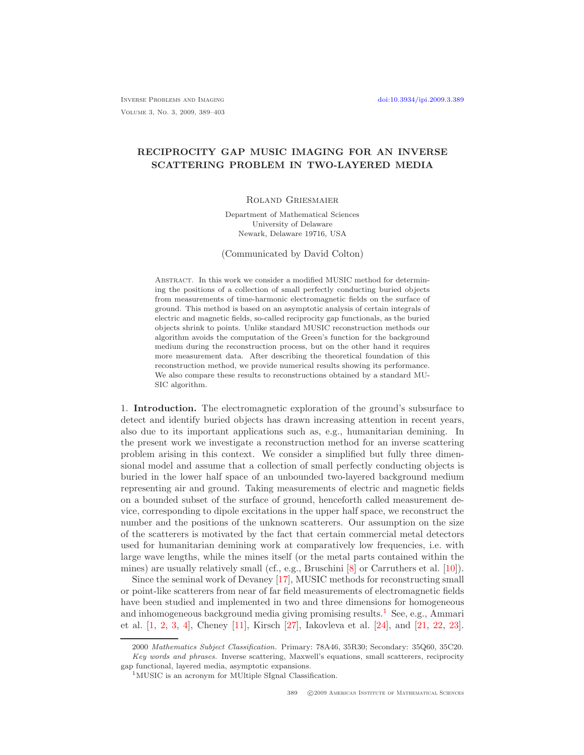# RECIPROCITY GAP MUSIC IMAGING FOR AN INVERSE SCATTERING PROBLEM IN TWO-LAYERED MEDIA

Roland Griesmaier

Department of Mathematical Sciences
University of Delaware
Newark, Delaware 19716, USA

(Communicated by David Colton)

Abstract. In this work we consider a modified MUSIC method for determining the positions of a collection of small perfectly conducting buried objects from measurements of time-harmonic electromagnetic fields on the surface of ground. This method is based on an asymptotic analysis of certain integrals of electric and magnetic fields, so-called reciprocity gap functionals, as the buried objects shrink to points. Unlike standard MUSIC reconstruction methods our algorithm avoids the computation of the Green's function for the background medium during the reconstruction process, but on the other hand it requires more measurement data. After describing the theoretical foundation of this reconstruction method, we provide numerical results showing its performance. We also compare these results to reconstructions obtained by a standard MUSIC algorithm.

## 1. Introduction.

The electromagnetic exploration of the ground's subsurface to detect and identify buried objects has drawn increasing attention in recent years, also due to its important applications such as, e.g., humanitarian demining. In the present work we investigate a reconstruction method for an inverse scattering problem arising in this context. We consider a simplified but fully three dimensional model and assume that a collection of small perfectly conducting objects is buried in the lower half space of an unbounded two-layered background medium representing air and ground. Taking measurements of electric and magnetic fields on a bounded subset of the surface of ground, henceforth called measurement device, corresponding to dipole excitations in the upper half space, we reconstruct the number and the positions of the unknown scatterers. Our assumption on the size of the scatterers is motivated by the fact that certain commercial metal detectors used for humanitarian demining work at comparatively low frequencies, i.e. with large wave lengths, while the mines itself (or the metal parts contained within the mines) are usually relatively small (cf., e.g., Bruschini [8] or Carruthers et al. [10]).

Since the seminal work of Devaney [17], MUSIC methods for reconstructing small or point-like scatterers from near of far field measurements of electromagnetic fields have been studied and implemented in two and three dimensions for homogeneous and inhomogeneous background media giving promising results.[1] See, e.g., Ammari et al. [1, 2, 3, 4], Cheney [11], Kirsch [27], Iakovleva et al. [24], and [21, 22, 23].

---

2000 *Mathematics Subject Classification.* Primary: 78A46, 35R30; Secondary: 35Q60, 35C20.

*Key words and phrases.* Inverse scattering, Maxwell's equations, small scatterers, reciprocity gap functional, layered media, asymptotic expansions.

[1] MUSIC is an acronym for MUltiple SIgnal Classification.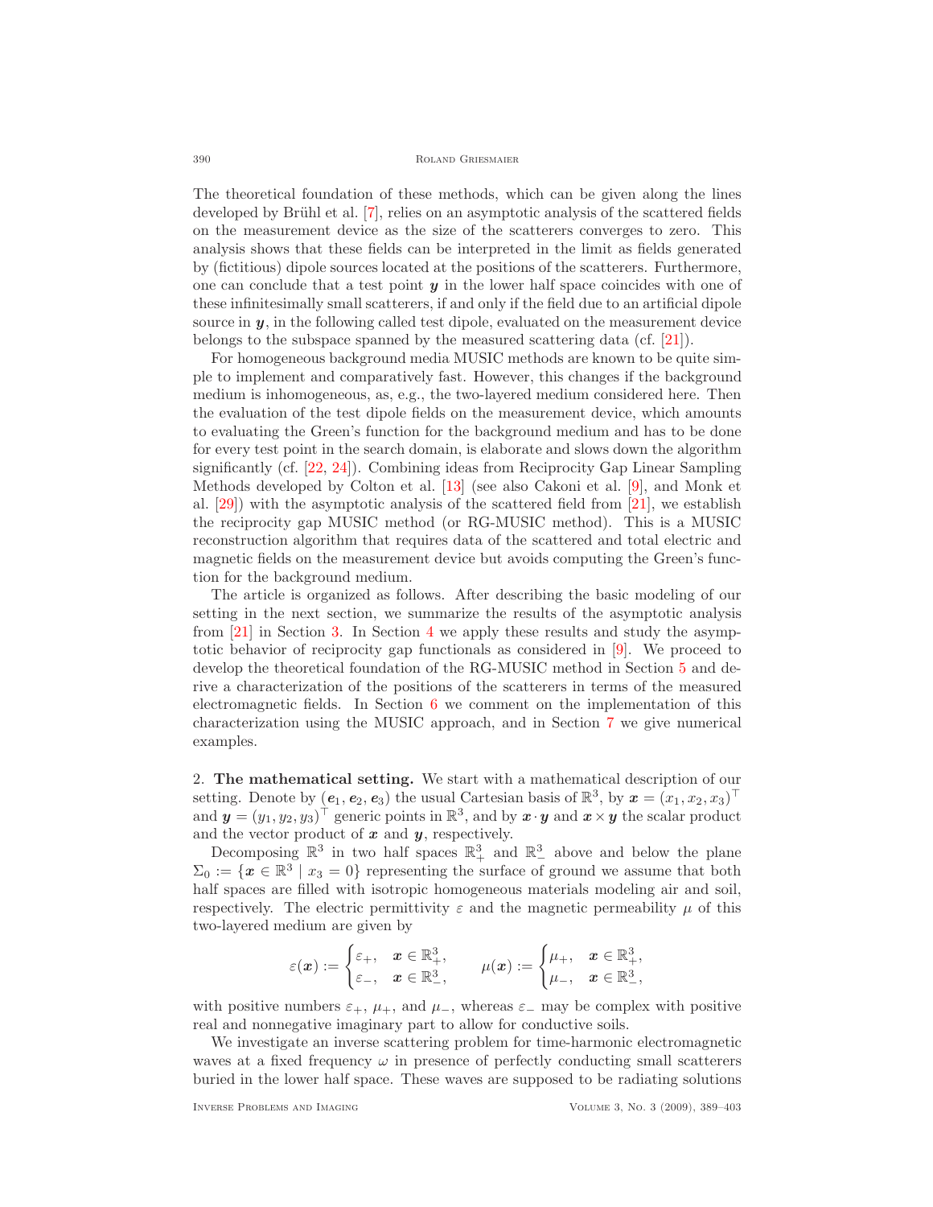The theoretical foundation of these methods, which can be given along the lines developed by Brühl et al. [7], relies on an asymptotic analysis of the scattered fields on the measurement device as the size of the scatterers converges to zero. This analysis shows that these fields can be interpreted in the limit as fields generated by (fictitious) dipole sources located at the positions of the scatterers. Furthermore, one can conclude that a test point $\boldsymbol{y}$ in the lower half space coincides with one of these infinitesimally small scatterers, if and only if the field due to an artificial dipole source in $\boldsymbol{y}$, in the following called test dipole, evaluated on the measurement device belongs to the subspace spanned by the measured scattering data (cf. [21]).

For homogeneous background media MUSIC methods are known to be quite simple to implement and comparatively fast. However, this changes if the background medium is inhomogeneous, as, e.g., the two-layered medium considered here. Then the evaluation of the test dipole fields on the measurement device, which amounts to evaluating the Green's function for the background medium and has to be done for every test point in the search domain, is elaborate and slows down the algorithm significantly (cf. [22, 24]). Combining ideas from Reciprocity Gap Linear Sampling Methods developed by Colton et al. [13] (see also Cakoni et al. [9], and Monk et al. [29]) with the asymptotic analysis of the scattered field from [21], we establish the reciprocity gap MUSIC method (or RG-MUSIC method). This is a MUSIC reconstruction algorithm that requires data of the scattered and total electric and magnetic fields on the measurement device but avoids computing the Green's function for the background medium.

The article is organized as follows. After describing the basic modeling of our setting in the next section, we summarize the results of the asymptotic analysis from [21] in Section 3. In Section 4 we apply these results and study the asymptotic behavior of reciprocity gap functionals as considered in [9]. We proceed to develop the theoretical foundation of the RG-MUSIC method in Section 5 and derive a characterization of the positions of the scatterers in terms of the measured electromagnetic fields. In Section 6 we comment on the implementation of this characterization using the MUSIC approach, and in Section 7 we give numerical examples.

## 2. The mathematical setting.

We start with a mathematical description of our setting. Denote by $(\boldsymbol{e}_1, \boldsymbol{e}_2, \boldsymbol{e}_3)$ the usual Cartesian basis of $\mathbb{R}^3$, by $\boldsymbol{x} = (x_1, x_2, x_3)^\top$ and $\boldsymbol{y} = (y_1, y_2, y_3)^\top$ generic points in $\mathbb{R}^3$, and by $\boldsymbol{x} \cdot \boldsymbol{y}$ and $\boldsymbol{x} \times \boldsymbol{y}$ the scalar product and the vector product of $\boldsymbol{x}$ and $\boldsymbol{y}$, respectively.

Decomposing $\mathbb{R}^3$ in two half spaces $\mathbb{R}^3_+$ and $\mathbb{R}^3_-$ above and below the plane $\Sigma_0 := \{\boldsymbol{x} \in \mathbb{R}^3 \mid x_3 = 0\}$ representing the surface of ground we assume that both half spaces are filled with isotropic homogeneous materials modeling air and soil, respectively. The electric permittivity $\varepsilon$ and the magnetic permeability $\mu$ of this two-layered medium are given by

$$\varepsilon(\boldsymbol{x}) := \begin{cases} \varepsilon_+, & \boldsymbol{x} \in \mathbb{R}^3_+, \\ \varepsilon_-, & \boldsymbol{x} \in \mathbb{R}^3_-, \end{cases} \qquad \mu(\boldsymbol{x}) := \begin{cases} \mu_+, & \boldsymbol{x} \in \mathbb{R}^3_+, \\ \mu_-, & \boldsymbol{x} \in \mathbb{R}^3_-, \end{cases}$$

with positive numbers $\varepsilon_+$, $\mu_+$, and $\mu_-$, whereas $\varepsilon_-$ may be complex with positive real and nonnegative imaginary part to allow for conductive soils.

We investigate an inverse scattering problem for time-harmonic electromagnetic waves at a fixed frequency $\omega$ in presence of perfectly conducting small scatterers buried in the lower half space. These waves are supposed to be radiating solutions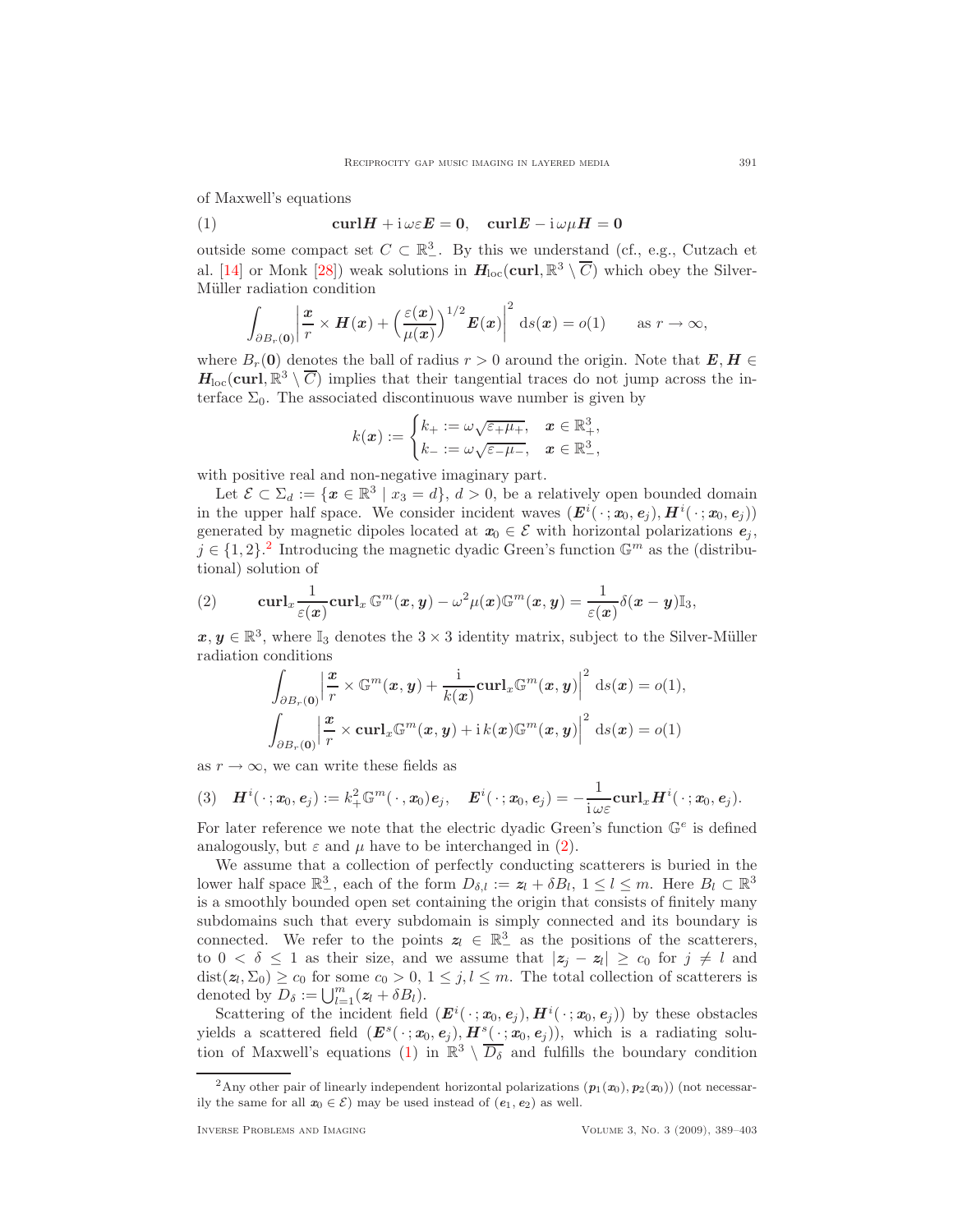of Maxwell's equations

$$\mathbf{curl}\boldsymbol{H} + \mathrm{i}\,\omega\varepsilon\boldsymbol{E} = \mathbf{0}, \quad \mathbf{curl}\boldsymbol{E} - \mathrm{i}\,\omega\mu\boldsymbol{H} = \mathbf{0} \tag{1}$$

outside some compact set $C \subset \mathbb{R}^3_-$. By this we understand (cf., e.g., Cutzach et al. [14] or Monk [28]) weak solutions in $\boldsymbol{H}_{\mathrm{loc}}(\mathbf{curl}, \mathbb{R}^3 \setminus \overline{C})$ which obey the Silver-Müller radiation condition

$$\int_{\partial B_r(\mathbf{0})} \Big| \frac{\boldsymbol{x}}{r} \times \boldsymbol{H}(\boldsymbol{x}) + \Big(\frac{\varepsilon(\boldsymbol{x})}{\mu(\boldsymbol{x})}\Big)^{1/2} \boldsymbol{E}(\boldsymbol{x}) \Big|^2 \, \mathrm{d}s(\boldsymbol{x}) = o(1) \qquad \text{as } r \to \infty,$$

where $B_r(\mathbf{0})$ denotes the ball of radius $r > 0$ around the origin. Note that $\boldsymbol{E}, \boldsymbol{H} \in \boldsymbol{H}_{\mathrm{loc}}(\mathbf{curl}, \mathbb{R}^3 \setminus \overline{C})$ implies that their tangential traces do not jump across the interface $\Sigma_0$. The associated discontinuous wave number is given by

$$k(\boldsymbol{x}) := \begin{cases} k_+ := \omega\sqrt{\varepsilon_+\mu_+}, & \boldsymbol{x} \in \mathbb{R}^3_+, \\ k_- := \omega\sqrt{\varepsilon_-\mu_-}, & \boldsymbol{x} \in \mathbb{R}^3_-, \end{cases}$$

with positive real and non-negative imaginary part.

Let $\mathcal{E} \subset \Sigma_d := \{\boldsymbol{x} \in \mathbb{R}^3 \mid x_3 = d\}$, $d > 0$, be a relatively open bounded domain in the upper half space. We consider incident waves $(\boldsymbol{E}^i(\,\cdot\,;\boldsymbol{x}_0,\boldsymbol{e}_j), \boldsymbol{H}^i(\,\cdot\,;\boldsymbol{x}_0,\boldsymbol{e}_j))$ generated by magnetic dipoles located at $\boldsymbol{x}_0 \in \mathcal{E}$ with horizontal polarizations $\boldsymbol{e}_j$, $j \in \{1, 2\}$.[2] Introducing the magnetic dyadic Green's function $\mathbb{G}^m$ as the (distributional) solution of

$$\mathbf{curl}_x \frac{1}{\varepsilon(\boldsymbol{x})} \mathbf{curl}_x\, \mathbb{G}^m(\boldsymbol{x}, \boldsymbol{y}) - \omega^2 \mu(\boldsymbol{x}) \mathbb{G}^m(\boldsymbol{x}, \boldsymbol{y}) = \frac{1}{\varepsilon(\boldsymbol{x})} \delta(\boldsymbol{x} - \boldsymbol{y}) \mathbb{I}_3, \tag{2}$$

$\boldsymbol{x}, \boldsymbol{y} \in \mathbb{R}^3$, where $\mathbb{I}_3$ denotes the $3 \times 3$ identity matrix, subject to the Silver-Müller radiation conditions

$$\int_{\partial B_r(\mathbf{0})} \Big| \frac{\boldsymbol{x}}{r} \times \mathbb{G}^m(\boldsymbol{x}, \boldsymbol{y}) + \frac{\mathrm{i}}{k(\boldsymbol{x})} \mathbf{curl}_x \mathbb{G}^m(\boldsymbol{x}, \boldsymbol{y}) \Big|^2 \, \mathrm{d}s(\boldsymbol{x}) = o(1),$$

$$\int_{\partial B_r(\mathbf{0})} \Big| \frac{\boldsymbol{x}}{r} \times \mathbf{curl}_x \mathbb{G}^m(\boldsymbol{x}, \boldsymbol{y}) + \mathrm{i}\, k(\boldsymbol{x}) \mathbb{G}^m(\boldsymbol{x}, \boldsymbol{y}) \Big|^2 \, \mathrm{d}s(\boldsymbol{x}) = o(1)$$

as $r \to \infty$, we can write these fields as

$$\boldsymbol{H}^i(\,\cdot\,;\boldsymbol{x}_0,\boldsymbol{e}_j) := k_+^2 \mathbb{G}^m(\,\cdot\,,\boldsymbol{x}_0)\boldsymbol{e}_j, \quad \boldsymbol{E}^i(\,\cdot\,;\boldsymbol{x}_0,\boldsymbol{e}_j) = -\frac{1}{\mathrm{i}\,\omega\varepsilon} \mathbf{curl}_x \boldsymbol{H}^i(\,\cdot\,;\boldsymbol{x}_0,\boldsymbol{e}_j). \tag{3}$$

For later reference we note that the electric dyadic Green's function $\mathbb{G}^e$ is defined analogously, but $\varepsilon$ and $\mu$ have to be interchanged in (2).

We assume that a collection of perfectly conducting scatterers is buried in the lower half space $\mathbb{R}^3_-$, each of the form $D_{\delta,l} := \boldsymbol{z}_l + \delta B_l$, $1 \le l \le m$. Here $B_l \subset \mathbb{R}^3$ is a smoothly bounded open set containing the origin that consists of finitely many subdomains such that every subdomain is simply connected and its boundary is connected. We refer to the points $\boldsymbol{z}_l \in \mathbb{R}^3_-$ as the positions of the scatterers, to $0 < \delta \le 1$ as their size, and we assume that $|\boldsymbol{z}_j - \boldsymbol{z}_l| \ge c_0$ for $j \ne l$ and $\mathrm{dist}(\boldsymbol{z}_l, \Sigma_0) \ge c_0$ for some $c_0 > 0$, $1 \le j, l \le m$. The total collection of scatterers is denoted by $D_\delta := \bigcup_{l=1}^m (\boldsymbol{z}_l + \delta B_l)$.

Scattering of the incident field $(\boldsymbol{E}^i(\,\cdot\,;\boldsymbol{x}_0,\boldsymbol{e}_j), \boldsymbol{H}^i(\,\cdot\,;\boldsymbol{x}_0,\boldsymbol{e}_j))$ by these obstacles yields a scattered field $(\boldsymbol{E}^s(\,\cdot\,;\boldsymbol{x}_0,\boldsymbol{e}_j), \boldsymbol{H}^s(\,\cdot\,;\boldsymbol{x}_0,\boldsymbol{e}_j))$, which is a radiating solution of Maxwell's equations (1) in $\mathbb{R}^3 \setminus \overline{D_\delta}$ and fulfills the boundary condition

[2] Any other pair of linearly independent horizontal polarizations $(\boldsymbol{p}_1(\boldsymbol{x}_0), \boldsymbol{p}_2(\boldsymbol{x}_0))$ (not necessarily the same for all $\boldsymbol{x}_0 \in \mathcal{E}$) may be used instead of $(\boldsymbol{e}_1, \boldsymbol{e}_2)$ as well.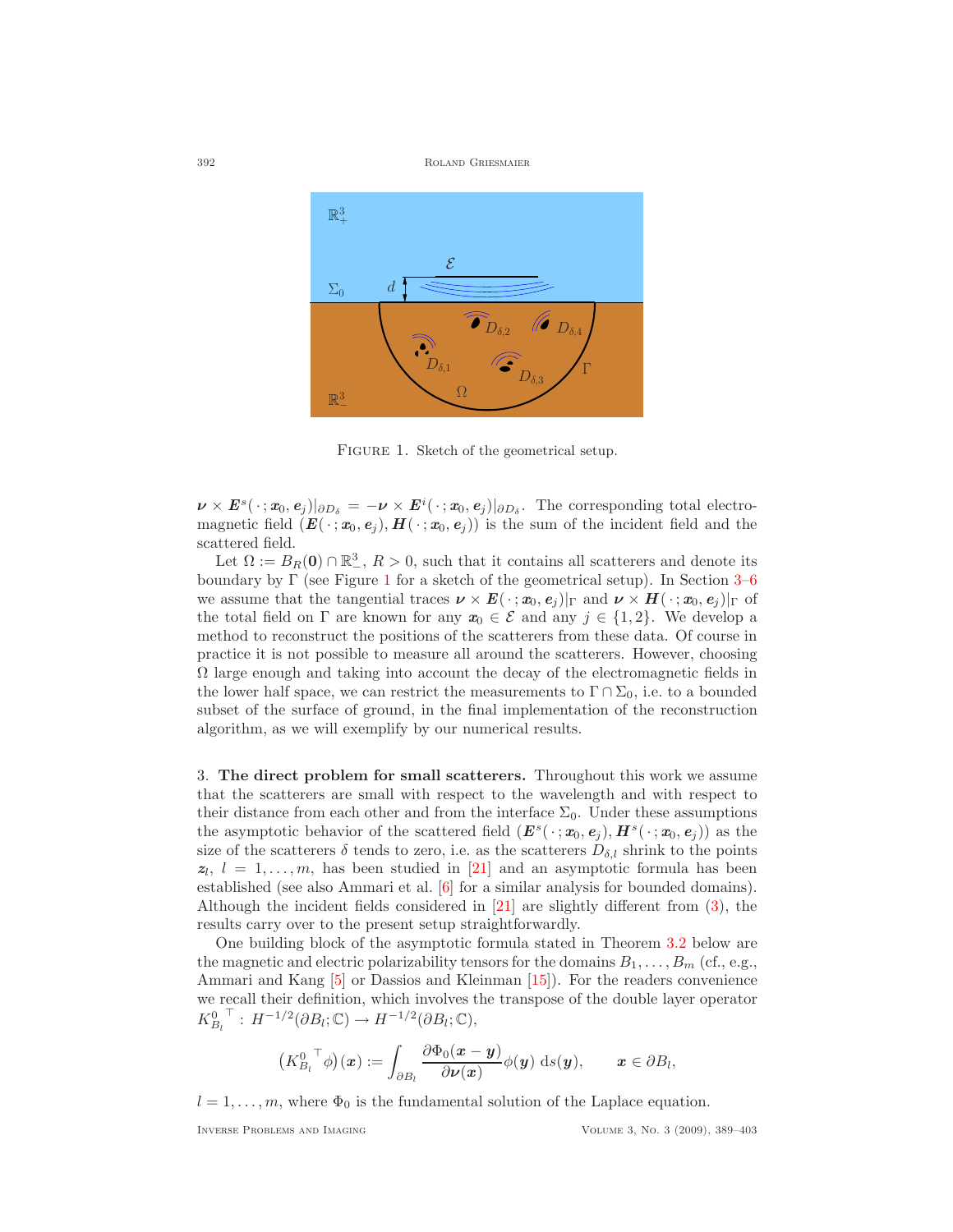FIGURE 1. Sketch of the geometrical setup.

$\boldsymbol{\nu} \times \boldsymbol{E}^s(\,\cdot\,; \boldsymbol{x}_0, \boldsymbol{e}_j)|_{\partial D_\delta} = -\boldsymbol{\nu} \times \boldsymbol{E}^i(\,\cdot\,; \boldsymbol{x}_0, \boldsymbol{e}_j)|_{\partial D_\delta}$. The corresponding total electromagnetic field $(\boldsymbol{E}(\,\cdot\,; \boldsymbol{x}_0, \boldsymbol{e}_j), \boldsymbol{H}(\,\cdot\,; \boldsymbol{x}_0, \boldsymbol{e}_j))$ is the sum of the incident field and the scattered field.

Let $\Omega := B_R(\boldsymbol{0}) \cap \mathbb{R}^3_-$, $R > 0$, such that it contains all scatterers and denote its boundary by $\Gamma$ (see Figure 1 for a sketch of the geometrical setup). In Section 3–6 we assume that the tangential traces $\boldsymbol{\nu} \times \boldsymbol{E}(\,\cdot\,; \boldsymbol{x}_0, \boldsymbol{e}_j)|_\Gamma$ and $\boldsymbol{\nu} \times \boldsymbol{H}(\,\cdot\,; \boldsymbol{x}_0, \boldsymbol{e}_j)|_\Gamma$ of the total field on $\Gamma$ are known for any $\boldsymbol{x}_0 \in \mathcal{E}$ and any $j \in \{1, 2\}$. We develop a method to reconstruct the positions of the scatterers from these data. Of course in practice it is not possible to measure all around the scatterers. However, choosing $\Omega$ large enough and taking into account the decay of the electromagnetic fields in the lower half space, we can restrict the measurements to $\Gamma \cap \Sigma_0$, i.e. to a bounded subset of the surface of ground, in the final implementation of the reconstruction algorithm, as we will exemplify by our numerical results.

3. **The direct problem for small scatterers.** Throughout this work we assume that the scatterers are small with respect to the wavelength and with respect to their distance from each other and from the interface $\Sigma_0$. Under these assumptions the asymptotic behavior of the scattered field $(\boldsymbol{E}^s(\,\cdot\,; \boldsymbol{x}_0, \boldsymbol{e}_j), \boldsymbol{H}^s(\,\cdot\,; \boldsymbol{x}_0, \boldsymbol{e}_j))$ as the size of the scatterers $\delta$ tends to zero, i.e. as the scatterers $D_{\delta,l}$ shrink to the points $\boldsymbol{z}_l$, $l = 1, \ldots, m$, has been studied in [21] and an asymptotic formula has been established (see also Ammari et al. [6] for a similar analysis for bounded domains). Although the incident fields considered in [21] are slightly different from (3), the results carry over to the present setup straightforwardly.

One building block of the asymptotic formula stated in Theorem 3.2 below are the magnetic and electric polarizability tensors for the domains $B_1, \ldots, B_m$ (cf., e.g., Ammari and Kang [5] or Dassios and Kleinman [15]). For the readers convenience we recall their definition, which involves the transpose of the double layer operator $K^0_{B_l}{}^\top : H^{-1/2}(\partial B_l; \mathbb{C}) \to H^{-1/2}(\partial B_l; \mathbb{C})$,

$$\big(K^0_{B_l}{}^\top \phi\big)(\boldsymbol{x}) := \int_{\partial B_l} \frac{\partial \Phi_0(\boldsymbol{x} - \boldsymbol{y})}{\partial \boldsymbol{\nu}(\boldsymbol{x})} \phi(\boldsymbol{y}) \; \mathrm{d}s(\boldsymbol{y}), \qquad \boldsymbol{x} \in \partial B_l,$$

$l = 1, \ldots, m$, where $\Phi_0$ is the fundamental solution of the Laplace equation.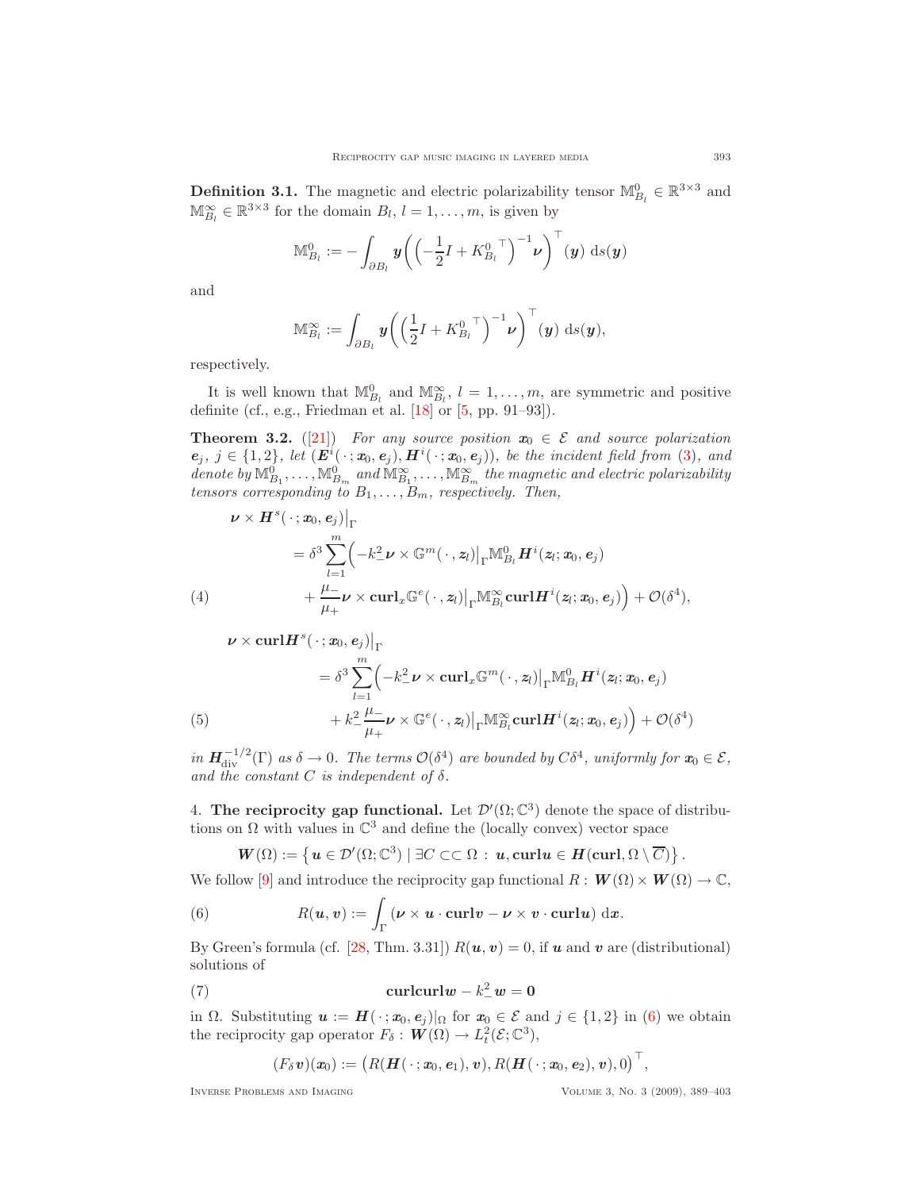**Definition 3.1.** The magnetic and electric polarizability tensor $\mathbb{M}^0_{B_l} \in \mathbb{R}^{3\times 3}$ and $\mathbb{M}^\infty_{B_l} \in \mathbb{R}^{3\times 3}$ for the domain $B_l$, $l = 1, \ldots, m$, is given by

$$\mathbb{M}^0_{B_l} := -\int_{\partial B_l} \boldsymbol{y}\Big(\Big(-\frac{1}{2}I + {K^0_{B_l}}^\top\Big)^{-1}\boldsymbol{\nu}\Big)^\top(\boldsymbol{y})\,\mathrm{d}s(\boldsymbol{y})$$

and

$$\mathbb{M}^\infty_{B_l} := \int_{\partial B_l} \boldsymbol{y}\Big(\Big(\frac{1}{2}I + {K^0_{B_l}}^\top\Big)^{-1}\boldsymbol{\nu}\Big)^\top(\boldsymbol{y})\,\mathrm{d}s(\boldsymbol{y}),$$

respectively.

It is well known that $\mathbb{M}^0_{B_l}$ and $\mathbb{M}^\infty_{B_l}$, $l = 1, \ldots, m$, are symmetric and positive definite (cf., e.g., Friedman et al. [18] or [5, pp. 91–93]).

**Theorem 3.2.** ([21]) *For any source position $\boldsymbol{x}_0 \in \mathcal{E}$ and source polarization $\boldsymbol{e}_j$, $j \in \{1, 2\}$, let $(\boldsymbol{E}^i(\,\cdot\,;\boldsymbol{x}_0,\boldsymbol{e}_j), \boldsymbol{H}^i(\,\cdot\,;\boldsymbol{x}_0,\boldsymbol{e}_j))$, be the incident field from (3), and denote by $\mathbb{M}^0_{B_1}, \ldots, \mathbb{M}^0_{B_m}$ and $\mathbb{M}^\infty_{B_1}, \ldots, \mathbb{M}^\infty_{B_m}$ the magnetic and electric polarizability tensors corresponding to $B_1, \ldots, B_m$, respectively. Then,*

$$\begin{aligned}
&\boldsymbol{\nu} \times \boldsymbol{H}^s(\,\cdot\,;\boldsymbol{x}_0,\boldsymbol{e}_j)\big|_\Gamma \\
&\quad= \delta^3 \sum_{l=1}^m \Big(-k_-^2 \boldsymbol{\nu} \times \mathbb{G}^m(\,\cdot\,,\boldsymbol{z}_l)\big|_\Gamma \mathbb{M}^0_{B_l}\boldsymbol{H}^i(\boldsymbol{z}_l;\boldsymbol{x}_0,\boldsymbol{e}_j) \\
&\qquad + \frac{\mu_-}{\mu_+}\boldsymbol{\nu} \times \mathbf{curl}_x \mathbb{G}^e(\,\cdot\,,\boldsymbol{z}_l)\big|_\Gamma \mathbb{M}^\infty_{B_l}\mathbf{curl}\boldsymbol{H}^i(\boldsymbol{z}_l;\boldsymbol{x}_0,\boldsymbol{e}_j)\Big) + \mathcal{O}(\delta^4),
\end{aligned} \tag{4}$$

$$\begin{aligned}
&\boldsymbol{\nu} \times \mathbf{curl}\boldsymbol{H}^s(\,\cdot\,;\boldsymbol{x}_0,\boldsymbol{e}_j)\big|_\Gamma \\
&\quad= \delta^3 \sum_{l=1}^m \Big(-k_-^2 \boldsymbol{\nu} \times \mathbf{curl}_x \mathbb{G}^m(\,\cdot\,,\boldsymbol{z}_l)\big|_\Gamma \mathbb{M}^0_{B_l}\boldsymbol{H}^i(\boldsymbol{z}_l;\boldsymbol{x}_0,\boldsymbol{e}_j) \\
&\qquad + k_-^2\frac{\mu_-}{\mu_+}\boldsymbol{\nu} \times \mathbb{G}^e(\,\cdot\,,\boldsymbol{z}_l)\big|_\Gamma \mathbb{M}^\infty_{B_l}\mathbf{curl}\boldsymbol{H}^i(\boldsymbol{z}_l;\boldsymbol{x}_0,\boldsymbol{e}_j)\Big) + \mathcal{O}(\delta^4)
\end{aligned} \tag{5}$$

*in $\boldsymbol{H}^{-1/2}_{\mathrm{div}}(\Gamma)$ as $\delta \to 0$. The terms $\mathcal{O}(\delta^4)$ are bounded by $C\delta^4$, uniformly for $\boldsymbol{x}_0 \in \mathcal{E}$, and the constant $C$ is independent of $\delta$.*

## 4. The reciprocity gap functional.

Let $\mathcal{D}'(\Omega;\mathbb{C}^3)$ denote the space of distributions on $\Omega$ with values in $\mathbb{C}^3$ and define the (locally convex) vector space

$$\boldsymbol{W}(\Omega) := \big\{\boldsymbol{u} \in \mathcal{D}'(\Omega;\mathbb{C}^3) \mid \exists C \subset\subset \Omega \,:\, \boldsymbol{u}, \mathbf{curl}\boldsymbol{u} \in \boldsymbol{H}(\mathbf{curl}, \Omega \setminus \overline{C})\big\}\,.$$

We follow [9] and introduce the reciprocity gap functional $R : \boldsymbol{W}(\Omega) \times \boldsymbol{W}(\Omega) \to \mathbb{C}$,

$$R(\boldsymbol{u},\boldsymbol{v}) := \int_\Gamma (\boldsymbol{\nu} \times \boldsymbol{u} \cdot \mathbf{curl}\boldsymbol{v} - \boldsymbol{\nu} \times \boldsymbol{v} \cdot \mathbf{curl}\boldsymbol{u})\,\mathrm{d}\boldsymbol{x}. \tag{6}$$

By Green's formula (cf. [28, Thm. 3.31]) $R(\boldsymbol{u},\boldsymbol{v}) = 0$, if $\boldsymbol{u}$ and $\boldsymbol{v}$ are (distributional) solutions of

$$\mathbf{curl}\mathbf{curl}\boldsymbol{w} - k_-^2\,\boldsymbol{w} = \mathbf{0} \tag{7}$$

in $\Omega$. Substituting $\boldsymbol{u} := \boldsymbol{H}(\,\cdot\,;\boldsymbol{x}_0,\boldsymbol{e}_j)|_\Omega$ for $\boldsymbol{x}_0 \in \mathcal{E}$ and $j \in \{1, 2\}$ in (6) we obtain the reciprocity gap operator $F_\delta : \boldsymbol{W}(\Omega) \to L^2_t(\mathcal{E};\mathbb{C}^3)$,

$$(F_\delta\boldsymbol{v})(\boldsymbol{x}_0) := \big(R(\boldsymbol{H}(\,\cdot\,;\boldsymbol{x}_0,\boldsymbol{e}_1),\boldsymbol{v}), R(\boldsymbol{H}(\,\cdot\,;\boldsymbol{x}_0,\boldsymbol{e}_2),\boldsymbol{v}), 0\big)^\top,$$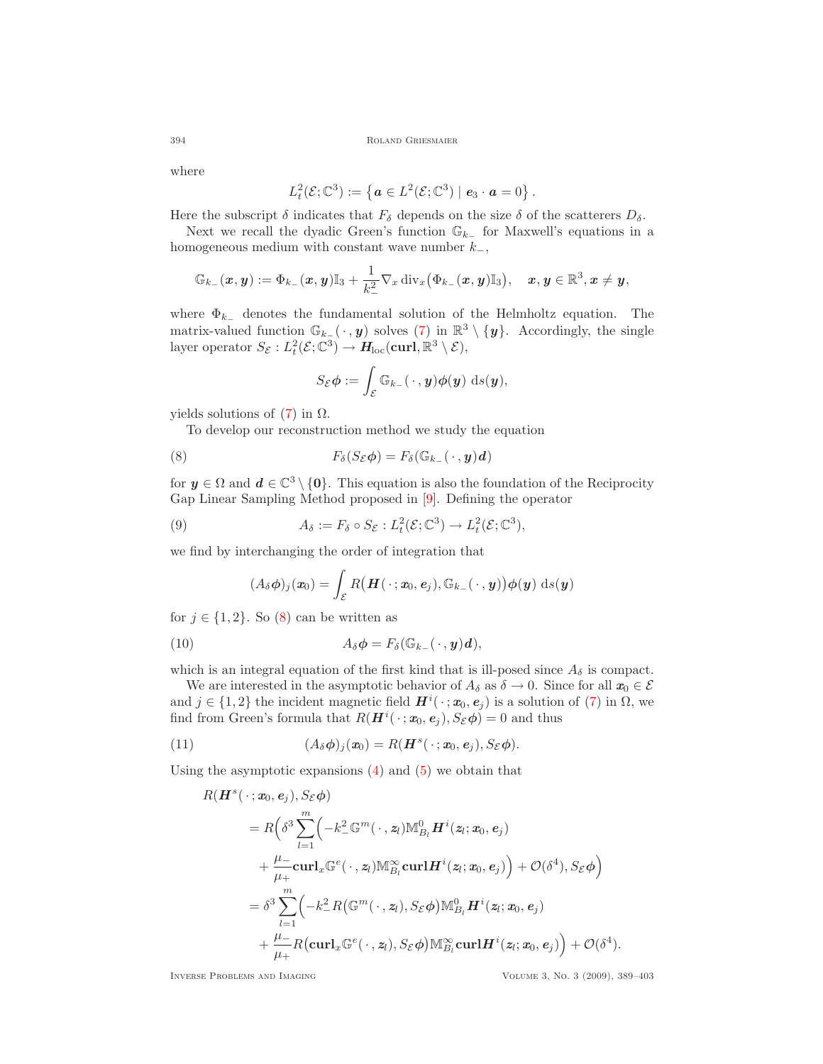where

$$L^2_t(\mathcal{E};\mathbb{C}^3) := \left\{ \boldsymbol{a} \in L^2(\mathcal{E};\mathbb{C}^3) \mid \boldsymbol{e}_3 \cdot \boldsymbol{a} = 0 \right\}.$$

Here the subscript $\delta$ indicates that $F_\delta$ depends on the size $\delta$ of the scatterers $D_\delta$.

Next we recall the dyadic Green's function $\mathbb{G}_{k_-}$ for Maxwell's equations in a homogeneous medium with constant wave number $k_-$,

$$\mathbb{G}_{k_-}(\boldsymbol{x},\boldsymbol{y}) := \Phi_{k_-}(\boldsymbol{x},\boldsymbol{y})\mathbb{I}_3 + \frac{1}{k_-^2}\nabla_x \operatorname{div}_x\big(\Phi_{k_-}(\boldsymbol{x},\boldsymbol{y})\mathbb{I}_3\big), \quad \boldsymbol{x},\boldsymbol{y} \in \mathbb{R}^3, \boldsymbol{x} \neq \boldsymbol{y},$$

where $\Phi_{k_-}$ denotes the fundamental solution of the Helmholtz equation. The matrix-valued function $\mathbb{G}_{k_-}(\,\cdot\,,\boldsymbol{y})$ solves (7) in $\mathbb{R}^3 \setminus \{\boldsymbol{y}\}$. Accordingly, the single layer operator $S_\mathcal{E} : L^2_t(\mathcal{E};\mathbb{C}^3) \to \boldsymbol{H}_{\mathrm{loc}}(\mathbf{curl}, \mathbb{R}^3 \setminus \mathcal{E})$,

$$S_\mathcal{E}\boldsymbol{\phi} := \int_\mathcal{E} \mathbb{G}_{k_-}(\,\cdot\,,\boldsymbol{y})\boldsymbol{\phi}(\boldsymbol{y})\,\mathrm{d}s(\boldsymbol{y}),$$

yields solutions of (7) in $\Omega$.

To develop our reconstruction method we study the equation

$$F_\delta(S_\mathcal{E}\boldsymbol{\phi}) = F_\delta(\mathbb{G}_{k_-}(\,\cdot\,,\boldsymbol{y})\boldsymbol{d}) \tag{8}$$

for $\boldsymbol{y} \in \Omega$ and $\boldsymbol{d} \in \mathbb{C}^3 \setminus \{\boldsymbol{0}\}$. This equation is also the foundation of the Reciprocity Gap Linear Sampling Method proposed in [9]. Defining the operator

$$A_\delta := F_\delta \circ S_\mathcal{E} : L^2_t(\mathcal{E};\mathbb{C}^3) \to L^2_t(\mathcal{E};\mathbb{C}^3), \tag{9}$$

we find by interchanging the order of integration that

$$(A_\delta\boldsymbol{\phi})_j(\boldsymbol{x}_0) = \int_\mathcal{E} R\big(\boldsymbol{H}(\,\cdot\,;\boldsymbol{x}_0,\boldsymbol{e}_j), \mathbb{G}_{k_-}(\,\cdot\,,\boldsymbol{y})\big)\boldsymbol{\phi}(\boldsymbol{y})\,\mathrm{d}s(\boldsymbol{y})$$

for $j \in \{1,2\}$. So (8) can be written as

$$A_\delta\boldsymbol{\phi} = F_\delta(\mathbb{G}_{k_-}(\,\cdot\,,\boldsymbol{y})\boldsymbol{d}), \tag{10}$$

which is an integral equation of the first kind that is ill-posed since $A_\delta$ is compact.

We are interested in the asymptotic behavior of $A_\delta$ as $\delta \to 0$. Since for all $\boldsymbol{x}_0 \in \mathcal{E}$ and $j \in \{1,2\}$ the incident magnetic field $\boldsymbol{H}^i(\,\cdot\,;\boldsymbol{x}_0,\boldsymbol{e}_j)$ is a solution of (7) in $\Omega$, we find from Green's formula that $R(\boldsymbol{H}^i(\,\cdot\,;\boldsymbol{x}_0,\boldsymbol{e}_j), S_\mathcal{E}\boldsymbol{\phi}) = 0$ and thus

$$(A_\delta\boldsymbol{\phi})_j(\boldsymbol{x}_0) = R(\boldsymbol{H}^s(\,\cdot\,;\boldsymbol{x}_0,\boldsymbol{e}_j), S_\mathcal{E}\boldsymbol{\phi}). \tag{11}$$

Using the asymptotic expansions (4) and (5) we obtain that

$$\begin{aligned}
&R(\boldsymbol{H}^s(\,\cdot\,;\boldsymbol{x}_0,\boldsymbol{e}_j), S_\mathcal{E}\boldsymbol{\phi}) \\
&\quad = R\Big(\delta^3\sum_{l=1}^m\Big(-k_-^2\,\mathbb{G}^m(\,\cdot\,,\boldsymbol{z}_l)\mathbb{M}^0_{B_l}\boldsymbol{H}^i(\boldsymbol{z}_l;\boldsymbol{x}_0,\boldsymbol{e}_j) \\
&\qquad + \frac{\mu_-}{\mu_+}\mathbf{curl}_x\mathbb{G}^e(\,\cdot\,,\boldsymbol{z}_l)\mathbb{M}^\infty_{B_l}\mathbf{curl}\boldsymbol{H}^i(\boldsymbol{z}_l;\boldsymbol{x}_0,\boldsymbol{e}_j)\Big) + \mathcal{O}(\delta^4), S_\mathcal{E}\boldsymbol{\phi}\Big) \\
&\quad = \delta^3\sum_{l=1}^m\Big(-k_-^2\,R\big(\mathbb{G}^m(\,\cdot\,,\boldsymbol{z}_l), S_\mathcal{E}\boldsymbol{\phi}\big)\mathbb{M}^0_{B_l}\boldsymbol{H}^i(\boldsymbol{z}_l;\boldsymbol{x}_0,\boldsymbol{e}_j) \\
&\qquad + \frac{\mu_-}{\mu_+}R\big(\mathbf{curl}_x\mathbb{G}^e(\,\cdot\,,\boldsymbol{z}_l), S_\mathcal{E}\boldsymbol{\phi}\big)\mathbb{M}^\infty_{B_l}\mathbf{curl}\boldsymbol{H}^i(\boldsymbol{z}_l;\boldsymbol{x}_0,\boldsymbol{e}_j)\Big) + \mathcal{O}(\delta^4).
\end{aligned}$$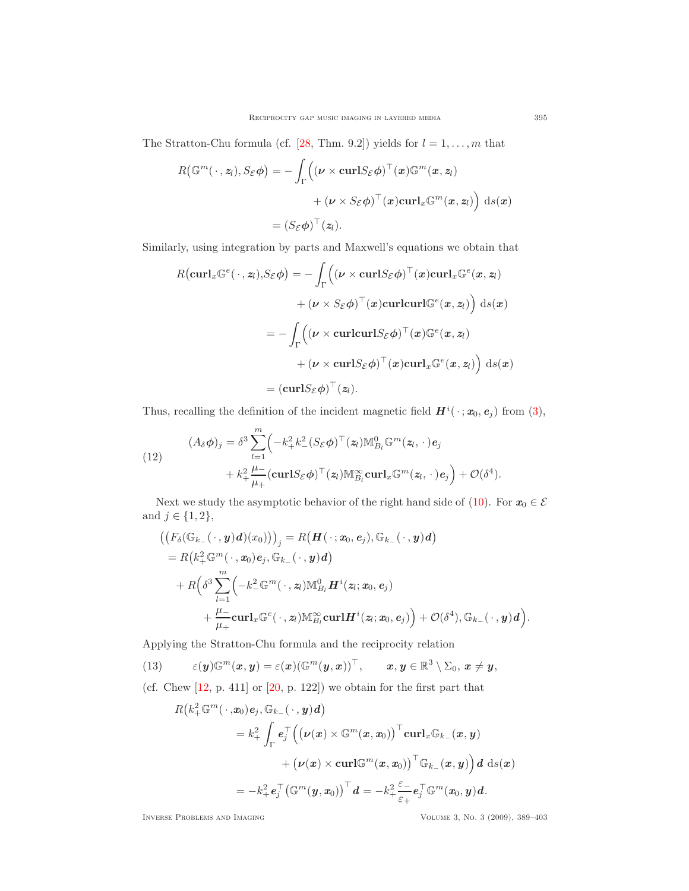The Stratton-Chu formula (cf. [28, Thm. 9.2]) yields for $l = 1, \dots, m$ that

$$
\begin{aligned}
R\big(\mathbb{G}^m(\,\cdot\,, \boldsymbol{z}_l), S_{\mathcal{E}}\boldsymbol{\phi}\big) &= -\int_\Gamma \Big( (\boldsymbol{\nu} \times \mathbf{curl} S_{\mathcal{E}}\boldsymbol{\phi})^\top(\boldsymbol{x}) \mathbb{G}^m(\boldsymbol{x}, \boldsymbol{z}_l) \\
&\qquad + (\boldsymbol{\nu} \times S_{\mathcal{E}}\boldsymbol{\phi})^\top(\boldsymbol{x}) \mathbf{curl}_x \mathbb{G}^m(\boldsymbol{x}, \boldsymbol{z}_l) \Big) \, \mathrm{d}s(\boldsymbol{x}) \\
&= (S_{\mathcal{E}}\boldsymbol{\phi})^\top(\boldsymbol{z}_l).
\end{aligned}
$$

Similarly, using integration by parts and Maxwell's equations we obtain that

$$
\begin{aligned}
R\big(\mathbf{curl}_x \mathbb{G}^e(\,\cdot\,, \boldsymbol{z}_l), S_{\mathcal{E}}\boldsymbol{\phi}\big) &= -\int_\Gamma \Big( (\boldsymbol{\nu} \times \mathbf{curl} S_{\mathcal{E}}\boldsymbol{\phi})^\top(\boldsymbol{x}) \mathbf{curl}_x \mathbb{G}^e(\boldsymbol{x}, \boldsymbol{z}_l) \\
&\qquad + (\boldsymbol{\nu} \times S_{\mathcal{E}}\boldsymbol{\phi})^\top(\boldsymbol{x}) \mathbf{curl}\mathbf{curl} \mathbb{G}^e(\boldsymbol{x}, \boldsymbol{z}_l) \Big) \, \mathrm{d}s(\boldsymbol{x}) \\
&= -\int_\Gamma \Big( (\boldsymbol{\nu} \times \mathbf{curl}\mathbf{curl} S_{\mathcal{E}}\boldsymbol{\phi})^\top(\boldsymbol{x}) \mathbb{G}^e(\boldsymbol{x}, \boldsymbol{z}_l) \\
&\qquad + (\boldsymbol{\nu} \times \mathbf{curl} S_{\mathcal{E}}\boldsymbol{\phi})^\top(\boldsymbol{x}) \mathbf{curl}_x \mathbb{G}^e(\boldsymbol{x}, \boldsymbol{z}_l) \Big) \, \mathrm{d}s(\boldsymbol{x}) \\
&= (\mathbf{curl} S_{\mathcal{E}}\boldsymbol{\phi})^\top(\boldsymbol{z}_l).
\end{aligned}
$$

Thus, recalling the definition of the incident magnetic field $\boldsymbol{H}^i(\,\cdot\,; \boldsymbol{x}_0, \boldsymbol{e}_j)$ from (3),

$$
\begin{aligned}
(A_\delta \boldsymbol{\phi})_j = \delta^3 \sum_{l=1}^m \Big( &-k_+^2 k_-^2 (S_{\mathcal{E}}\boldsymbol{\phi})^\top(\boldsymbol{z}_l) \mathbb{M}^0_{B_l} \mathbb{G}^m(\boldsymbol{z}_l, \,\cdot\,)\boldsymbol{e}_j \\
&+ k_+^2 \frac{\mu_-}{\mu_+} (\mathbf{curl} S_{\mathcal{E}}\boldsymbol{\phi})^\top(\boldsymbol{z}_l) \mathbb{M}^\infty_{B_l} \mathbf{curl}_x \mathbb{G}^m(\boldsymbol{z}_l, \,\cdot\,)\boldsymbol{e}_j \Big) + \mathcal{O}(\delta^4).
\end{aligned}
\tag{12}
$$

Next we study the asymptotic behavior of the right hand side of (10). For $\boldsymbol{x}_0 \in \mathcal{E}$ and $j \in \{1, 2\}$,

$$
\begin{aligned}
&\big( \big(F_\delta(\mathbb{G}_{k_-}(\,\cdot\,, \boldsymbol{y})\boldsymbol{d})(x_0)\big)\big)_j = R\big(\boldsymbol{H}(\,\cdot\,; \boldsymbol{x}_0, \boldsymbol{e}_j), \mathbb{G}_{k_-}(\,\cdot\,, \boldsymbol{y})\boldsymbol{d}\big) \\
&\quad = R\big(k_+^2 \mathbb{G}^m(\,\cdot\,, \boldsymbol{x}_0)\boldsymbol{e}_j, \mathbb{G}_{k_-}(\,\cdot\,, \boldsymbol{y})\boldsymbol{d}\big) \\
&\qquad + R\Big(\delta^3 \sum_{l=1}^m \Big( -k_-^2 \mathbb{G}^m(\,\cdot\,, \boldsymbol{z}_l) \mathbb{M}^0_{B_l} \boldsymbol{H}^i(\boldsymbol{z}_l; \boldsymbol{x}_0, \boldsymbol{e}_j) \\
&\qquad\quad + \frac{\mu_-}{\mu_+} \mathbf{curl}_x \mathbb{G}^e(\,\cdot\,, \boldsymbol{z}_l) \mathbb{M}^\infty_{B_l} \mathbf{curl} \boldsymbol{H}^i(\boldsymbol{z}_l; \boldsymbol{x}_0, \boldsymbol{e}_j) \Big) + \mathcal{O}(\delta^4), \mathbb{G}_{k_-}(\,\cdot\,, \boldsymbol{y})\boldsymbol{d}\Big).
\end{aligned}
$$

Applying the Stratton-Chu formula and the reciprocity relation

$$
\varepsilon(\boldsymbol{y}) \mathbb{G}^m(\boldsymbol{x}, \boldsymbol{y}) = \varepsilon(\boldsymbol{x}) (\mathbb{G}^m(\boldsymbol{y}, \boldsymbol{x}))^\top, \qquad \boldsymbol{x}, \boldsymbol{y} \in \mathbb{R}^3 \setminus \Sigma_0, \ \boldsymbol{x} \neq \boldsymbol{y},
\tag{13}
$$

(cf. Chew [12, p. 411] or [20, p. 122]) we obtain for the first part that

$$
\begin{aligned}
R\big(k_+^2 \mathbb{G}^m(\,\cdot\,, \boldsymbol{x}_0)\boldsymbol{e}_j, \mathbb{G}_{k_-}(\,\cdot\,, \boldsymbol{y})\boldsymbol{d}\big) &= k_+^2 \int_\Gamma \boldsymbol{e}_j^\top \Big( \big(\boldsymbol{\nu}(\boldsymbol{x}) \times \mathbb{G}^m(\boldsymbol{x}, \boldsymbol{x}_0)\big)^\top \mathbf{curl}_x \mathbb{G}_{k_-}(\boldsymbol{x}, \boldsymbol{y}) \\
&\qquad + \big(\boldsymbol{\nu}(\boldsymbol{x}) \times \mathbf{curl} \mathbb{G}^m(\boldsymbol{x}, \boldsymbol{x}_0)\big)^\top \mathbb{G}_{k_-}(\boldsymbol{x}, \boldsymbol{y}) \Big) \boldsymbol{d} \, \mathrm{d}s(\boldsymbol{x}) \\
&= -k_+^2 \boldsymbol{e}_j^\top \big(\mathbb{G}^m(\boldsymbol{y}, \boldsymbol{x}_0)\big)^\top \boldsymbol{d} = -k_+^2 \frac{\varepsilon_-}{\varepsilon_+} \boldsymbol{e}_j^\top \mathbb{G}^m(\boldsymbol{x}_0, \boldsymbol{y}) \boldsymbol{d}.
\end{aligned}
$$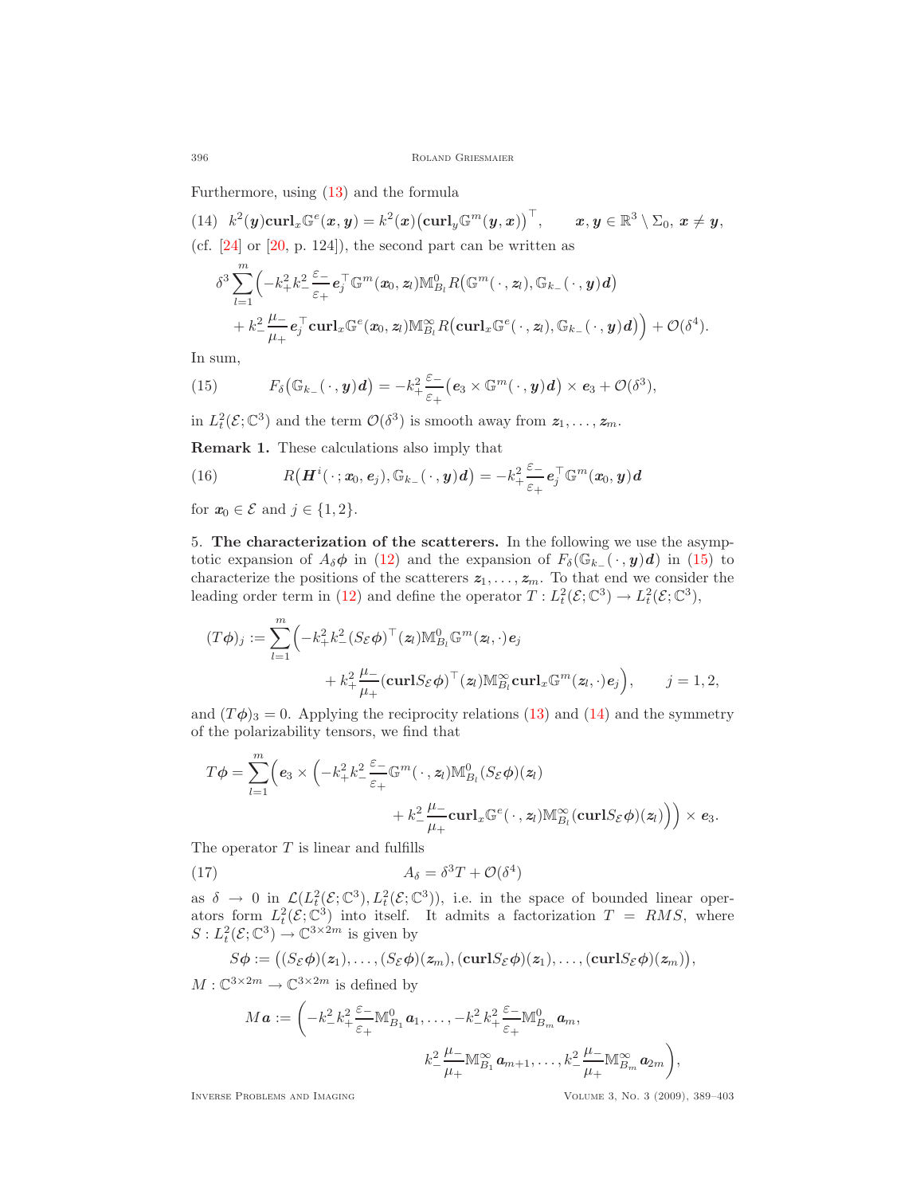Furthermore, using (13) and the formula

$$
(14)\quad k^2(\boldsymbol{y})\mathbf{curl}_x\mathbb{G}^e(\boldsymbol{x},\boldsymbol{y}) = k^2(\boldsymbol{x})\big(\mathbf{curl}_y\mathbb{G}^m(\boldsymbol{y},\boldsymbol{x})\big)^\top, \qquad \boldsymbol{x},\boldsymbol{y}\in\mathbb{R}^3\setminus\Sigma_0,\ \boldsymbol{x}\neq\boldsymbol{y},
$$

(cf. [24] or [20, p. 124]), the second part can be written as

$$
\delta^3\sum_{l=1}^m\Big(-k_+^2k_-^2\frac{\varepsilon_-}{\varepsilon_+}\boldsymbol{e}_j^\top\mathbb{G}^m(\boldsymbol{x}_0,\boldsymbol{z}_l)\mathbb{M}^0_{B_l}R\big(\mathbb{G}^m(\,\cdot\,,\boldsymbol{z}_l),\mathbb{G}_{k_-}(\,\cdot\,,\boldsymbol{y})\boldsymbol{d}\big)
$$
$$
+\,k_-^2\frac{\mu_-}{\mu_+}\boldsymbol{e}_j^\top\mathbf{curl}_x\mathbb{G}^e(\boldsymbol{x}_0,\boldsymbol{z}_l)\mathbb{M}^\infty_{B_l}R\big(\mathbf{curl}_x\mathbb{G}^e(\,\cdot\,,\boldsymbol{z}_l),\mathbb{G}_{k_-}(\,\cdot\,,\boldsymbol{y})\boldsymbol{d}\big)\Big)+\mathcal{O}(\delta^4).
$$

In sum,

$$
(15)\qquad F_\delta\big(\mathbb{G}_{k_-}(\,\cdot\,,\boldsymbol{y})\boldsymbol{d}\big) = -k_+^2\frac{\varepsilon_-}{\varepsilon_+}\big(\boldsymbol{e}_3\times\mathbb{G}^m(\,\cdot\,,\boldsymbol{y})\boldsymbol{d}\big)\times\boldsymbol{e}_3+\mathcal{O}(\delta^3),
$$

in $L^2_t(\mathcal{E};\mathbb{C}^3)$ and the term $\mathcal{O}(\delta^3)$ is smooth away from $\boldsymbol{z}_1,\ldots,\boldsymbol{z}_m$.

**Remark 1.** These calculations also imply that

$$
(16)\qquad R\big(\boldsymbol{H}^i(\,\cdot\,;\boldsymbol{x}_0,\boldsymbol{e}_j),\mathbb{G}_{k_-}(\,\cdot\,,\boldsymbol{y})\boldsymbol{d}\big) = -k_+^2\frac{\varepsilon_-}{\varepsilon_+}\boldsymbol{e}_j^\top\mathbb{G}^m(\boldsymbol{x}_0,\boldsymbol{y})\boldsymbol{d}
$$

for $\boldsymbol{x}_0\in\mathcal{E}$ and $j\in\{1,2\}$.

## 5. The characterization of the scatterers.

In the following we use the asymptotic expansion of $A_\delta\boldsymbol{\phi}$ in (12) and the expansion of $F_\delta(\mathbb{G}_{k_-}(\,\cdot\,,\boldsymbol{y})\boldsymbol{d})$ in (15) to characterize the positions of the scatterers $\boldsymbol{z}_1,\ldots,\boldsymbol{z}_m$. To that end we consider the leading order term in (12) and define the operator $T: L^2_t(\mathcal{E};\mathbb{C}^3)\to L^2_t(\mathcal{E};\mathbb{C}^3)$,

$$
(T\boldsymbol{\phi})_j := \sum_{l=1}^m\Big(-k_+^2k_-^2(S_\mathcal{E}\boldsymbol{\phi})^\top(\boldsymbol{z}_l)\mathbb{M}^0_{B_l}\mathbb{G}^m(\boldsymbol{z}_l,\cdot)\boldsymbol{e}_j
$$
$$
+\,k_+^2\frac{\mu_-}{\mu_+}(\mathbf{curl}S_\mathcal{E}\boldsymbol{\phi})^\top(\boldsymbol{z}_l)\mathbb{M}^\infty_{B_l}\mathbf{curl}_x\mathbb{G}^m(\boldsymbol{z}_l,\cdot)\boldsymbol{e}_j\Big),\qquad j=1,2,
$$

and $(T\boldsymbol{\phi})_3=0$. Applying the reciprocity relations (13) and (14) and the symmetry of the polarizability tensors, we find that

$$
T\boldsymbol{\phi} = \sum_{l=1}^m\Big(\boldsymbol{e}_3\times\Big(-k_+^2k_-^2\frac{\varepsilon_-}{\varepsilon_+}\mathbb{G}^m(\,\cdot\,,\boldsymbol{z}_l)\mathbb{M}^0_{B_l}(S_\mathcal{E}\boldsymbol{\phi})(\boldsymbol{z}_l)
$$
$$
+\,k_-^2\frac{\mu_-}{\mu_+}\mathbf{curl}_x\mathbb{G}^e(\,\cdot\,,\boldsymbol{z}_l)\mathbb{M}^\infty_{B_l}(\mathbf{curl}S_\mathcal{E}\boldsymbol{\phi})(\boldsymbol{z}_l)\Big)\Big)\times\boldsymbol{e}_3.
$$

The operator $T$ is linear and fulfills

$$
(17)\qquad A_\delta = \delta^3T+\mathcal{O}(\delta^4)
$$

as $\delta\to0$ in $\mathcal{L}(L^2_t(\mathcal{E};\mathbb{C}^3),L^2_t(\mathcal{E};\mathbb{C}^3))$, i.e. in the space of bounded linear operators form $L^2_t(\mathcal{E};\mathbb{C}^3)$ into itself. It admits a factorization $T=RMS$, where $S: L^2_t(\mathcal{E};\mathbb{C}^3)\to\mathbb{C}^{3\times2m}$ is given by

$$
S\boldsymbol{\phi} := \big((S_\mathcal{E}\boldsymbol{\phi})(\boldsymbol{z}_1),\ldots,(S_\mathcal{E}\boldsymbol{\phi})(\boldsymbol{z}_m),(\mathbf{curl}S_\mathcal{E}\boldsymbol{\phi})(\boldsymbol{z}_1),\ldots,(\mathbf{curl}S_\mathcal{E}\boldsymbol{\phi})(\boldsymbol{z}_m)\big),
$$

$M:\mathbb{C}^{3\times2m}\to\mathbb{C}^{3\times2m}$ is defined by

$$
M\boldsymbol{a} := \Big(-k_-^2k_+^2\frac{\varepsilon_-}{\varepsilon_+}\mathbb{M}^0_{B_1}\boldsymbol{a}_1,\ldots,-k_-^2k_+^2\frac{\varepsilon_-}{\varepsilon_+}\mathbb{M}^0_{B_m}\boldsymbol{a}_m,
$$
$$
k_-^2\frac{\mu_-}{\mu_+}\mathbb{M}^\infty_{B_1}\boldsymbol{a}_{m+1},\ldots,k_-^2\frac{\mu_-}{\mu_+}\mathbb{M}^\infty_{B_m}\boldsymbol{a}_{2m}\Big),
$$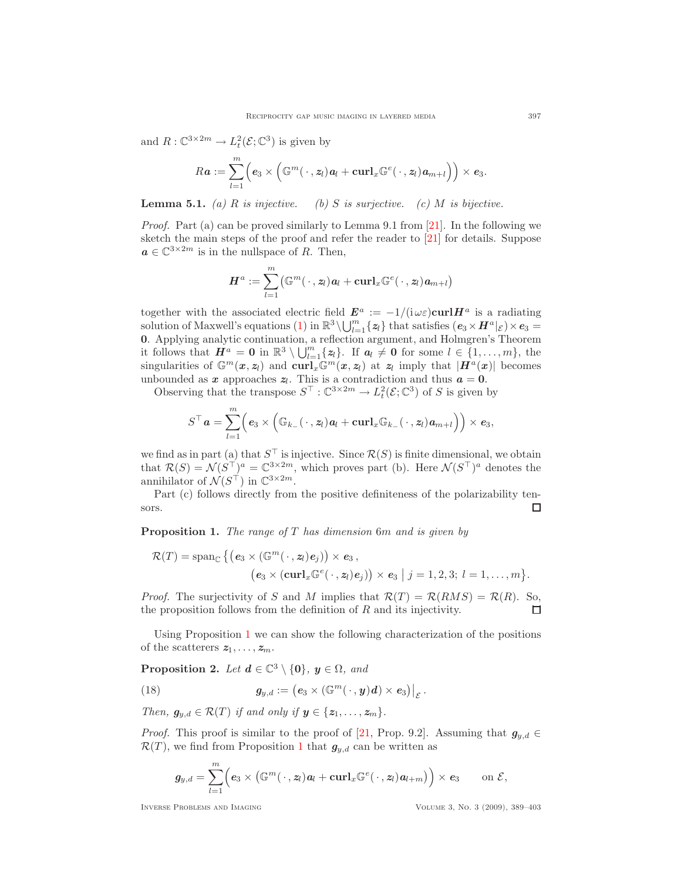and $R : \mathbb{C}^{3\times 2m} \to L^2_t(\mathcal{E};\mathbb{C}^3)$ is given by

$$R\boldsymbol{a} := \sum_{l=1}^{m} \Big( \boldsymbol{e}_3 \times \Big( \mathbb{G}^m(\,\cdot\,,\boldsymbol{z}_l)\boldsymbol{a}_l + \mathbf{curl}_x \mathbb{G}^e(\,\cdot\,,\boldsymbol{z}_l)\boldsymbol{a}_{m+l} \Big) \Big) \times \boldsymbol{e}_3.$$

**Lemma 5.1.** *(a) $R$ is injective. (b) $S$ is surjective. (c) $M$ is bijective.*

*Proof.* Part (a) can be proved similarly to Lemma 9.1 from [21]. In the following we sketch the main steps of the proof and refer the reader to [21] for details. Suppose $\boldsymbol{a} \in \mathbb{C}^{3\times 2m}$ is in the nullspace of $R$. Then,

$$\boldsymbol{H}^a := \sum_{l=1}^{m} \big( \mathbb{G}^m(\,\cdot\,,\boldsymbol{z}_l)\boldsymbol{a}_l + \mathbf{curl}_x \mathbb{G}^e(\,\cdot\,,\boldsymbol{z}_l)\boldsymbol{a}_{m+l} \big)$$

together with the associated electric field $\boldsymbol{E}^a := -1/(\mathrm{i}\omega\varepsilon)\mathbf{curl}\boldsymbol{H}^a$ is a radiating solution of Maxwell's equations (1) in $\mathbb{R}^3 \setminus \bigcup_{l=1}^m \{\boldsymbol{z}_l\}$ that satisfies $(\boldsymbol{e}_3 \times \boldsymbol{H}^a|_{\mathcal{E}}) \times \boldsymbol{e}_3 = \boldsymbol{0}$. Applying analytic continuation, a reflection argument, and Holmgren's Theorem it follows that $\boldsymbol{H}^a = \boldsymbol{0}$ in $\mathbb{R}^3 \setminus \bigcup_{l=1}^m \{\boldsymbol{z}_l\}$. If $\boldsymbol{a}_l \neq \boldsymbol{0}$ for some $l \in \{1,\dots,m\}$, the singularities of $\mathbb{G}^m(\boldsymbol{x},\boldsymbol{z}_l)$ and $\mathbf{curl}_x \mathbb{G}^m(\boldsymbol{x},\boldsymbol{z}_l)$ at $\boldsymbol{z}_l$ imply that $|\boldsymbol{H}^a(\boldsymbol{x})|$ becomes unbounded as $\boldsymbol{x}$ approaches $\boldsymbol{z}_l$. This is a contradiction and thus $\boldsymbol{a} = \boldsymbol{0}$.

Observing that the transpose $S^\top : \mathbb{C}^{3\times 2m} \to L^2_t(\mathcal{E};\mathbb{C}^3)$ of $S$ is given by

$$S^\top \boldsymbol{a} = \sum_{l=1}^{m} \Big( \boldsymbol{e}_3 \times \Big( \mathbb{G}_{k_-}(\,\cdot\,,\boldsymbol{z}_l)\boldsymbol{a}_l + \mathbf{curl}_x \mathbb{G}_{k_-}(\,\cdot\,,\boldsymbol{z}_l)\boldsymbol{a}_{m+l} \Big) \Big) \times \boldsymbol{e}_3,$$

we find as in part (a) that $S^\top$ is injective. Since $\mathcal{R}(S)$ is finite dimensional, we obtain that $\mathcal{R}(S) = \mathcal{N}(S^\top)^a = \mathbb{C}^{3\times 2m}$, which proves part (b). Here $\mathcal{N}(S^\top)^a$ denotes the annihilator of $\mathcal{N}(S^\top)$ in $\mathbb{C}^{3\times 2m}$.

Part (c) follows directly from the positive definiteness of the polarizability tensors. $\square$

**Proposition 1.** *The range of $T$ has dimension $6m$ and is given by*

$$\mathcal{R}(T) = \operatorname{span}_{\mathbb{C}} \big\{ \big(\boldsymbol{e}_3 \times (\mathbb{G}^m(\,\cdot\,,\boldsymbol{z}_l)\boldsymbol{e}_j)\big) \times \boldsymbol{e}_3\,, \big(\boldsymbol{e}_3 \times (\mathbf{curl}_x \mathbb{G}^e(\,\cdot\,,\boldsymbol{z}_l)\boldsymbol{e}_j)\big) \times \boldsymbol{e}_3 \;\big|\; j = 1,2,3;\; l = 1,\dots,m \big\}.$$

*Proof.* The surjectivity of $S$ and $M$ implies that $\mathcal{R}(T) = \mathcal{R}(RMS) = \mathcal{R}(R)$. So, the proposition follows from the definition of $R$ and its injectivity. $\square$

Using Proposition 1 we can show the following characterization of the positions of the scatterers $\boldsymbol{z}_1,\dots,\boldsymbol{z}_m$.

**Proposition 2.** *Let $\boldsymbol{d} \in \mathbb{C}^3 \setminus \{\boldsymbol{0}\}$, $\boldsymbol{y} \in \Omega$, and*

$$\boldsymbol{g}_{y,d} := \big(\boldsymbol{e}_3 \times (\mathbb{G}^m(\,\cdot\,,\boldsymbol{y})\boldsymbol{d}) \times \boldsymbol{e}_3\big)\big|_{\mathcal{E}}\,. \tag{18}$$

*Then, $\boldsymbol{g}_{y,d} \in \mathcal{R}(T)$ if and only if $\boldsymbol{y} \in \{\boldsymbol{z}_1,\dots,\boldsymbol{z}_m\}$.*

*Proof.* This proof is similar to the proof of [21, Prop. 9.2]. Assuming that $\boldsymbol{g}_{y,d} \in \mathcal{R}(T)$, we find from Proposition 1 that $\boldsymbol{g}_{y,d}$ can be written as

$$\boldsymbol{g}_{y,d} = \sum_{l=1}^{m} \Big( \boldsymbol{e}_3 \times \Big( \mathbb{G}^m(\,\cdot\,,\boldsymbol{z}_l)\boldsymbol{a}_l + \mathbf{curl}_x \mathbb{G}^e(\,\cdot\,,\boldsymbol{z}_l)\boldsymbol{a}_{l+m} \Big) \Big) \times \boldsymbol{e}_3 \qquad \text{on } \mathcal{E},$$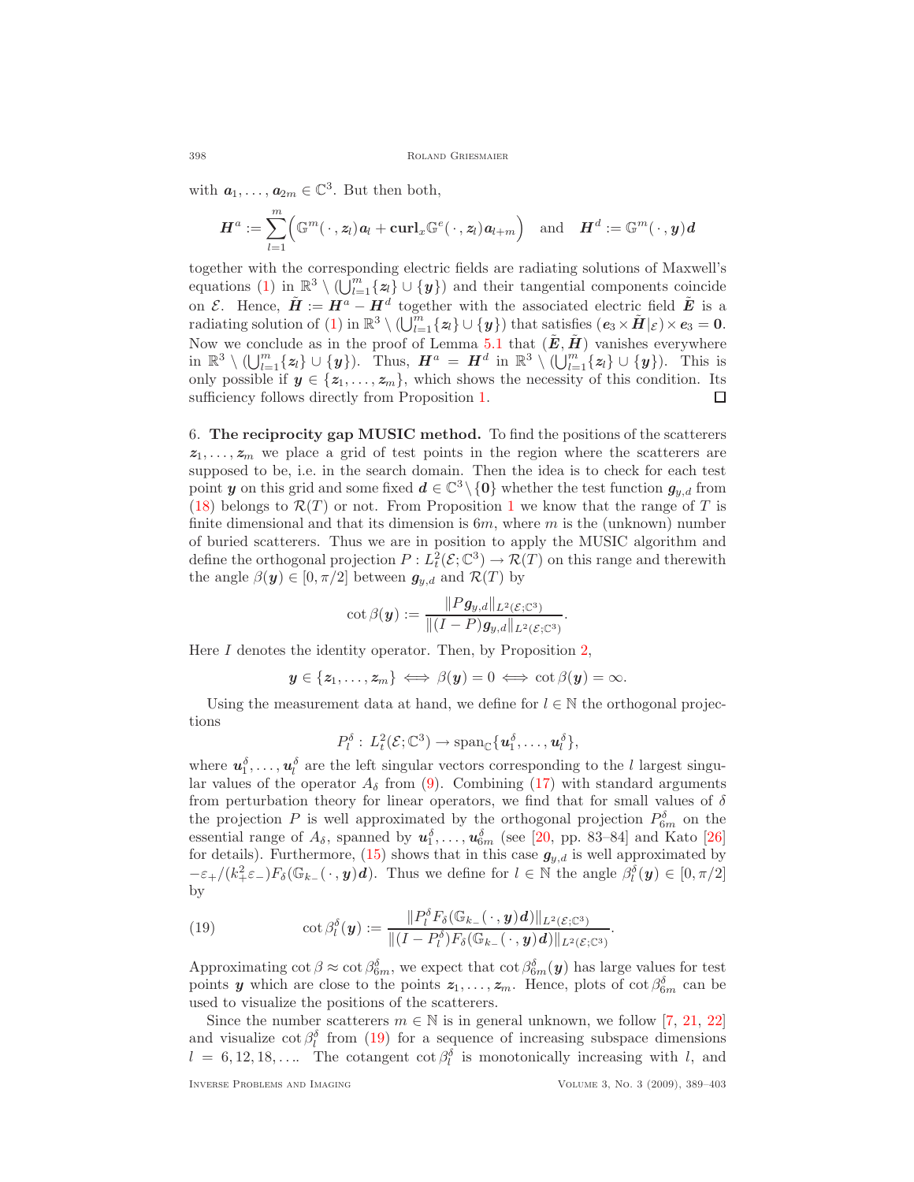with $\boldsymbol{a}_1, \ldots, \boldsymbol{a}_{2m} \in \mathbb{C}^3$. But then both,

$$\boldsymbol{H}^a := \sum_{l=1}^{m} \Big( \mathbb{G}^m(\,\cdot\,, \boldsymbol{z}_l)\boldsymbol{a}_l + \mathbf{curl}_x \mathbb{G}^e(\,\cdot\,, \boldsymbol{z}_l)\boldsymbol{a}_{l+m} \Big) \quad \text{and} \quad \boldsymbol{H}^d := \mathbb{G}^m(\,\cdot\,, \boldsymbol{y})\boldsymbol{d}$$

together with the corresponding electric fields are radiating solutions of Maxwell's equations (1) in $\mathbb{R}^3 \setminus (\bigcup_{l=1}^m \{\boldsymbol{z}_l\} \cup \{\boldsymbol{y}\})$ and their tangential components coincide on $\mathcal{E}$. Hence, $\tilde{\boldsymbol{H}} := \boldsymbol{H}^a - \boldsymbol{H}^d$ together with the associated electric field $\tilde{\boldsymbol{E}}$ is a radiating solution of (1) in $\mathbb{R}^3 \setminus (\bigcup_{l=1}^m \{\boldsymbol{z}_l\} \cup \{\boldsymbol{y}\})$ that satisfies $(\boldsymbol{e}_3 \times \tilde{\boldsymbol{H}}|_{\mathcal{E}}) \times \boldsymbol{e}_3 = \boldsymbol{0}$. Now we conclude as in the proof of Lemma 5.1 that $(\tilde{\boldsymbol{E}}, \tilde{\boldsymbol{H}})$ vanishes everywhere in $\mathbb{R}^3 \setminus (\bigcup_{l=1}^m \{\boldsymbol{z}_l\} \cup \{\boldsymbol{y}\})$. Thus, $\boldsymbol{H}^a = \boldsymbol{H}^d$ in $\mathbb{R}^3 \setminus (\bigcup_{l=1}^m \{\boldsymbol{z}_l\} \cup \{\boldsymbol{y}\})$. This is only possible if $\boldsymbol{y} \in \{\boldsymbol{z}_1, \ldots, \boldsymbol{z}_m\}$, which shows the necessity of this condition. Its sufficiency follows directly from Proposition 1. ◻

6. **The reciprocity gap MUSIC method.** To find the positions of the scatterers $\boldsymbol{z}_1, \ldots, \boldsymbol{z}_m$ we place a grid of test points in the region where the scatterers are supposed to be, i.e. in the search domain. Then the idea is to check for each test point $\boldsymbol{y}$ on this grid and some fixed $\boldsymbol{d} \in \mathbb{C}^3 \setminus \{\boldsymbol{0}\}$ whether the test function $\boldsymbol{g}_{y,d}$ from (18) belongs to $\mathcal{R}(T)$ or not. From Proposition 1 we know that the range of $T$ is finite dimensional and that its dimension is $6m$, where $m$ is the (unknown) number of buried scatterers. Thus we are in position to apply the MUSIC algorithm and define the orthogonal projection $P : L^2_t(\mathcal{E}; \mathbb{C}^3) \to \mathcal{R}(T)$ on this range and therewith the angle $\beta(\boldsymbol{y}) \in [0, \pi/2]$ between $\boldsymbol{g}_{y,d}$ and $\mathcal{R}(T)$ by

$$\cot \beta(\boldsymbol{y}) := \frac{\|P\boldsymbol{g}_{y,d}\|_{L^2(\mathcal{E};\mathbb{C}^3)}}{\|(I-P)\boldsymbol{g}_{y,d}\|_{L^2(\mathcal{E};\mathbb{C}^3)}}.$$

Here $I$ denotes the identity operator. Then, by Proposition 2,

$$\boldsymbol{y} \in \{\boldsymbol{z}_1, \ldots, \boldsymbol{z}_m\} \iff \beta(\boldsymbol{y}) = 0 \iff \cot \beta(\boldsymbol{y}) = \infty.$$

Using the measurement data at hand, we define for $l \in \mathbb{N}$ the orthogonal projections

$$P^\delta_l : L^2_t(\mathcal{E}; \mathbb{C}^3) \to \operatorname{span}_{\mathbb{C}}\{\boldsymbol{u}^\delta_1, \ldots, \boldsymbol{u}^\delta_l\},$$

where $\boldsymbol{u}^\delta_1, \ldots, \boldsymbol{u}^\delta_l$ are the left singular vectors corresponding to the $l$ largest singular values of the operator $A_\delta$ from (9). Combining (17) with standard arguments from perturbation theory for linear operators, we find that for small values of $\delta$ the projection $P$ is well approximated by the orthogonal projection $P^\delta_{6m}$ on the essential range of $A_\delta$, spanned by $\boldsymbol{u}^\delta_1, \ldots, \boldsymbol{u}^\delta_{6m}$ (see [20, pp. 83–84] and Kato [26] for details). Furthermore, (15) shows that in this case $\boldsymbol{g}_{y,d}$ is well approximated by $-\varepsilon_+/(k_+^2\varepsilon_-)F_\delta(\mathbb{G}_{k_-}(\,\cdot\,, \boldsymbol{y})\boldsymbol{d})$. Thus we define for $l \in \mathbb{N}$ the angle $\beta^\delta_l(\boldsymbol{y}) \in [0, \pi/2]$ by

$$\cot \beta^\delta_l(\boldsymbol{y}) := \frac{\|P^\delta_l F_\delta(\mathbb{G}_{k_-}(\,\cdot\,, \boldsymbol{y})\boldsymbol{d})\|_{L^2(\mathcal{E};\mathbb{C}^3)}}{\|(I-P^\delta_l) F_\delta(\mathbb{G}_{k_-}(\,\cdot\,, \boldsymbol{y})\boldsymbol{d})\|_{L^2(\mathcal{E};\mathbb{C}^3)}}. \tag{19}$$

Approximating $\cot\beta \approx \cot\beta^\delta_{6m}$, we expect that $\cot\beta^\delta_{6m}(\boldsymbol{y})$ has large values for test points $\boldsymbol{y}$ which are close to the points $\boldsymbol{z}_1, \ldots, \boldsymbol{z}_m$. Hence, plots of $\cot\beta^\delta_{6m}$ can be used to visualize the positions of the scatterers.

Since the number scatterers $m \in \mathbb{N}$ is in general unknown, we follow [7, 21, 22] and visualize $\cot\beta^\delta_l$ from (19) for a sequence of increasing subspace dimensions $l = 6, 12, 18, \ldots$. The cotangent $\cot\beta^\delta_l$ is monotonically increasing with $l$, and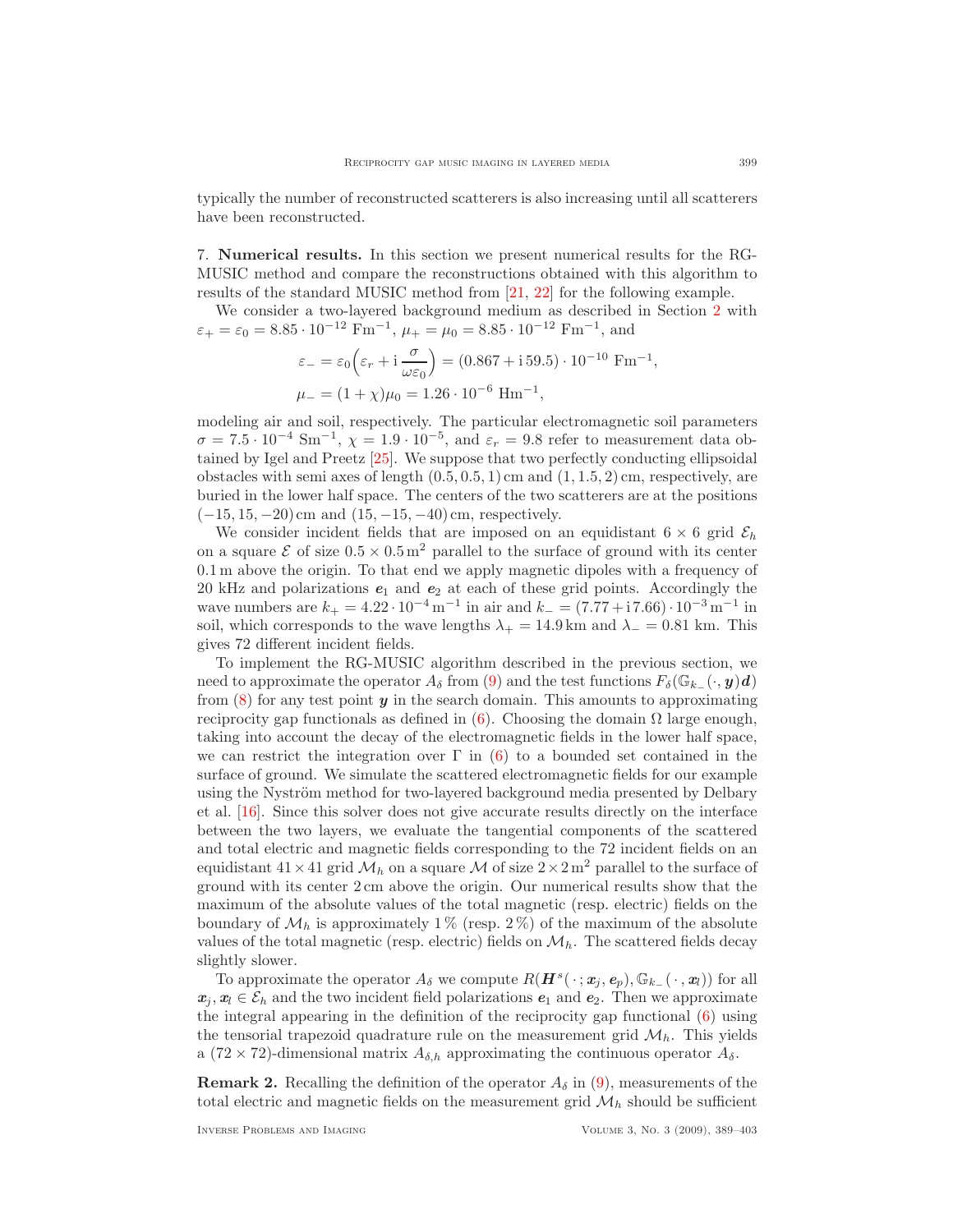typically the number of reconstructed scatterers is also increasing until all scatterers have been reconstructed.

## 7. Numerical results.

In this section we present numerical results for the RG-MUSIC method and compare the reconstructions obtained with this algorithm to results of the standard MUSIC method from [21, 22] for the following example.

We consider a two-layered background medium as described in Section 2 with $\varepsilon_+ = \varepsilon_0 = 8.85 \cdot 10^{-12}$ Fm$^{-1}$, $\mu_+ = \mu_0 = 8.85 \cdot 10^{-12}$ Fm$^{-1}$, and

$$\varepsilon_- = \varepsilon_0\Big(\varepsilon_r + \mathrm{i}\,\frac{\sigma}{\omega\varepsilon_0}\Big) = (0.867 + \mathrm{i}\,59.5)\cdot 10^{-10} \text{ Fm}^{-1},$$

$$\mu_- = (1+\chi)\mu_0 = 1.26 \cdot 10^{-6} \text{ Hm}^{-1},$$

modeling air and soil, respectively. The particular electromagnetic soil parameters $\sigma = 7.5 \cdot 10^{-4}$ Sm$^{-1}$, $\chi = 1.9 \cdot 10^{-5}$, and $\varepsilon_r = 9.8$ refer to measurement data obtained by Igel and Preetz [25]. We suppose that two perfectly conducting ellipsoidal obstacles with semi axes of length $(0.5, 0.5, 1)$ cm and $(1, 1.5, 2)$ cm, respectively, are buried in the lower half space. The centers of the two scatterers are at the positions $(-15, 15, -20)$ cm and $(15, -15, -40)$ cm, respectively.

We consider incident fields that are imposed on an equidistant $6 \times 6$ grid $\mathcal{E}_h$ on a square $\mathcal{E}$ of size $0.5 \times 0.5\,$m$^2$ parallel to the surface of ground with its center $0.1\,$m above the origin. To that end we apply magnetic dipoles with a frequency of 20 kHz and polarizations $\boldsymbol{e}_1$ and $\boldsymbol{e}_2$ at each of these grid points. Accordingly the wave numbers are $k_+ = 4.22 \cdot 10^{-4}\,$m$^{-1}$ in air and $k_- = (7.77 + \mathrm{i}\,7.66) \cdot 10^{-3}\,$m$^{-1}$ in soil, which corresponds to the wave lengths $\lambda_+ = 14.9\,$km and $\lambda_- = 0.81$ km. This gives 72 different incident fields.

To implement the RG-MUSIC algorithm described in the previous section, we need to approximate the operator $A_\delta$ from (9) and the test functions $F_\delta(\mathbb{G}_{k_-}(\cdot, \boldsymbol{y})\boldsymbol{d})$ from (8) for any test point $\boldsymbol{y}$ in the search domain. This amounts to approximating reciprocity gap functionals as defined in (6). Choosing the domain $\Omega$ large enough, taking into account the decay of the electromagnetic fields in the lower half space, we can restrict the integration over $\Gamma$ in (6) to a bounded set contained in the surface of ground. We simulate the scattered electromagnetic fields for our example using the Nyström method for two-layered background media presented by Delbary et al. [16]. Since this solver does not give accurate results directly on the interface between the two layers, we evaluate the tangential components of the scattered and total electric and magnetic fields corresponding to the 72 incident fields on an equidistant $41 \times 41$ grid $\mathcal{M}_h$ on a square $\mathcal{M}$ of size $2 \times 2\,$m$^2$ parallel to the surface of ground with its center 2 cm above the origin. Our numerical results show that the maximum of the absolute values of the total magnetic (resp. electric) fields on the boundary of $\mathcal{M}_h$ is approximately 1 % (resp. 2 %) of the maximum of the absolute values of the total magnetic (resp. electric) fields on $\mathcal{M}_h$. The scattered fields decay slightly slower.

To approximate the operator $A_\delta$ we compute $R(\boldsymbol{H}^s(\,\cdot\,;\boldsymbol{x}_j, \boldsymbol{e}_p), \mathbb{G}_{k_-}(\,\cdot\,, \boldsymbol{x}_l))$ for all $\boldsymbol{x}_j, \boldsymbol{x}_l \in \mathcal{E}_h$ and the two incident field polarizations $\boldsymbol{e}_1$ and $\boldsymbol{e}_2$. Then we approximate the integral appearing in the definition of the reciprocity gap functional (6) using the tensorial trapezoid quadrature rule on the measurement grid $\mathcal{M}_h$. This yields a $(72 \times 72)$-dimensional matrix $A_{\delta,h}$ approximating the continuous operator $A_\delta$.

**Remark 2.** Recalling the definition of the operator $A_\delta$ in (9), measurements of the total electric and magnetic fields on the measurement grid $\mathcal{M}_h$ should be sufficient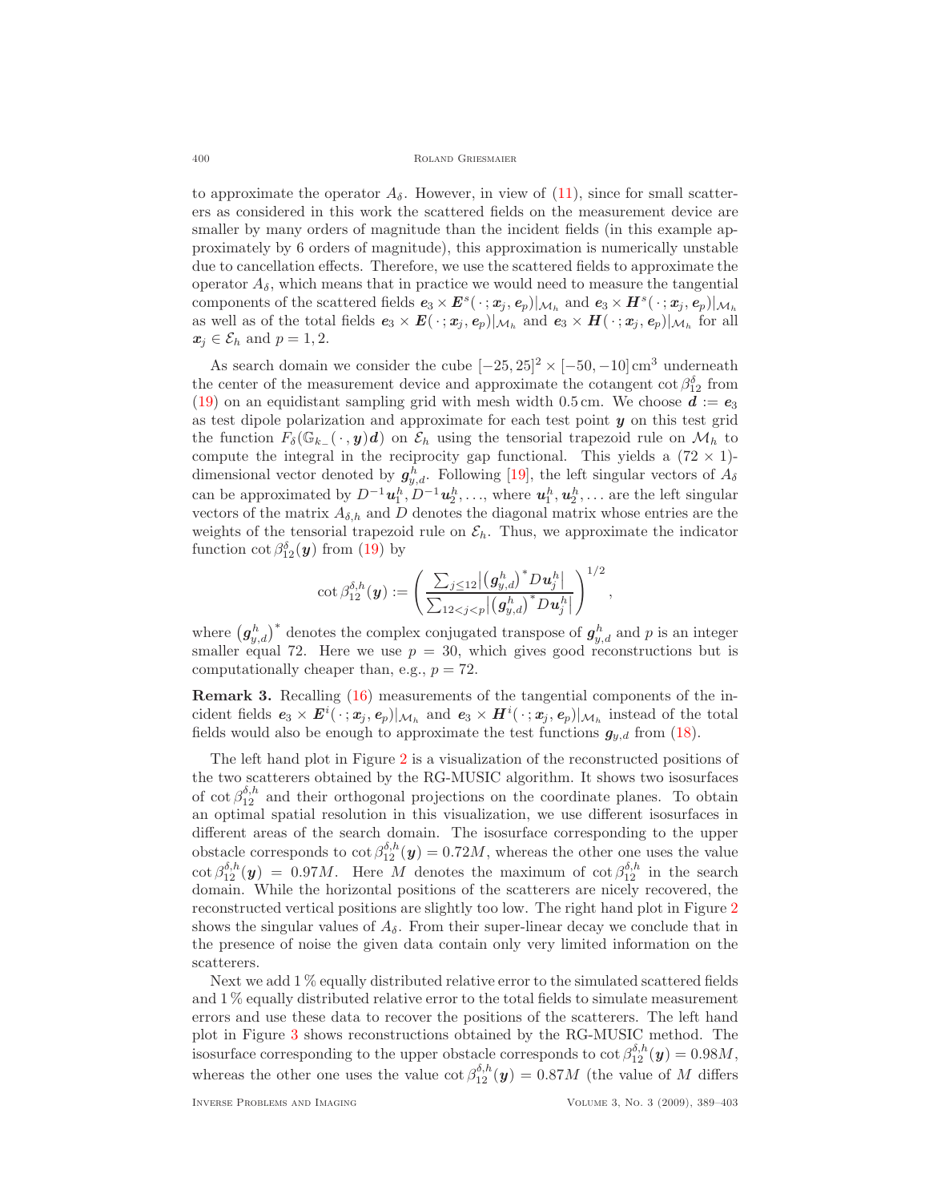to approximate the operator $A_\delta$. However, in view of (11), since for small scatterers as considered in this work the scattered fields on the measurement device are smaller by many orders of magnitude than the incident fields (in this example approximately by 6 orders of magnitude), this approximation is numerically unstable due to cancellation effects. Therefore, we use the scattered fields to approximate the operator $A_\delta$, which means that in practice we would need to measure the tangential components of the scattered fields $\boldsymbol{e}_3 \times \boldsymbol{E}^s(\,\cdot\,;\boldsymbol{x}_j,\boldsymbol{e}_p)|_{\mathcal{M}_h}$ and $\boldsymbol{e}_3 \times \boldsymbol{H}^s(\,\cdot\,;\boldsymbol{x}_j,\boldsymbol{e}_p)|_{\mathcal{M}_h}$ as well as of the total fields $\boldsymbol{e}_3 \times \boldsymbol{E}(\,\cdot\,;\boldsymbol{x}_j,\boldsymbol{e}_p)|_{\mathcal{M}_h}$ and $\boldsymbol{e}_3 \times \boldsymbol{H}(\,\cdot\,;\boldsymbol{x}_j,\boldsymbol{e}_p)|_{\mathcal{M}_h}$ for all $\boldsymbol{x}_j \in \mathcal{E}_h$ and $p = 1, 2$.

As search domain we consider the cube $[-25, 25]^2 \times [-50, -10]\,\mathrm{cm}^3$ underneath the center of the measurement device and approximate the cotangent $\cot\beta_{12}^\delta$ from (19) on an equidistant sampling grid with mesh width 0.5 cm. We choose $\boldsymbol{d} := \boldsymbol{e}_3$ as test dipole polarization and approximate for each test point $\boldsymbol{y}$ on this test grid the function $F_\delta(\mathbb{G}_{k_-}(\,\cdot\,,\boldsymbol{y})\boldsymbol{d})$ on $\mathcal{E}_h$ using the tensorial trapezoid rule on $\mathcal{M}_h$ to compute the integral in the reciprocity gap functional. This yields a $(72 \times 1)$-dimensional vector denoted by $\boldsymbol{g}_{y,d}^h$. Following [19], the left singular vectors of $A_\delta$ can be approximated by $D^{-1}\boldsymbol{u}_1^h, D^{-1}\boldsymbol{u}_2^h, \ldots$, where $\boldsymbol{u}_1^h, \boldsymbol{u}_2^h, \ldots$ are the left singular vectors of the matrix $A_{\delta,h}$ and $D$ denotes the diagonal matrix whose entries are the weights of the tensorial trapezoid rule on $\mathcal{E}_h$. Thus, we approximate the indicator function $\cot\beta_{12}^\delta(\boldsymbol{y})$ from (19) by

$$\cot\beta_{12}^{\delta,h}(\boldsymbol{y}) := \left( \frac{\sum_{j\le 12} \big| \big(\boldsymbol{g}_{y,d}^h\big)^* D \boldsymbol{u}_j^h \big|}{\sum_{12<j<p} \big| \big(\boldsymbol{g}_{y,d}^h\big)^* D \boldsymbol{u}_j^h \big|} \right)^{1/2},$$

where $\big(\boldsymbol{g}_{y,d}^h\big)^*$ denotes the complex conjugated transpose of $\boldsymbol{g}_{y,d}^h$ and $p$ is an integer smaller equal 72. Here we use $p = 30$, which gives good reconstructions but is computationally cheaper than, e.g., $p = 72$.

**Remark 3.** Recalling (16) measurements of the tangential components of the incident fields $\boldsymbol{e}_3 \times \boldsymbol{E}^i(\,\cdot\,;\boldsymbol{x}_j,\boldsymbol{e}_p)|_{\mathcal{M}_h}$ and $\boldsymbol{e}_3 \times \boldsymbol{H}^i(\,\cdot\,;\boldsymbol{x}_j,\boldsymbol{e}_p)|_{\mathcal{M}_h}$ instead of the total fields would also be enough to approximate the test functions $\boldsymbol{g}_{y,d}$ from (18).

The left hand plot in Figure 2 is a visualization of the reconstructed positions of the two scatterers obtained by the RG-MUSIC algorithm. It shows two isosurfaces of $\cot\beta_{12}^{\delta,h}$ and their orthogonal projections on the coordinate planes. To obtain an optimal spatial resolution in this visualization, we use different isosurfaces in different areas of the search domain. The isosurface corresponding to the upper obstacle corresponds to $\cot\beta_{12}^{\delta,h}(\boldsymbol{y}) = 0.72M$, whereas the other one uses the value $\cot\beta_{12}^{\delta,h}(\boldsymbol{y}) = 0.97M$. Here $M$ denotes the maximum of $\cot\beta_{12}^{\delta,h}$ in the search domain. While the horizontal positions of the scatterers are nicely recovered, the reconstructed vertical positions are slightly too low. The right hand plot in Figure 2 shows the singular values of $A_\delta$. From their super-linear decay we conclude that in the presence of noise the given data contain only very limited information on the scatterers.

Next we add 1 % equally distributed relative error to the simulated scattered fields and 1 % equally distributed relative error to the total fields to simulate measurement errors and use these data to recover the positions of the scatterers. The left hand plot in Figure 3 shows reconstructions obtained by the RG-MUSIC method. The isosurface corresponding to the upper obstacle corresponds to $\cot\beta_{12}^{\delta,h}(\boldsymbol{y}) = 0.98M$, whereas the other one uses the value $\cot\beta_{12}^{\delta,h}(\boldsymbol{y}) = 0.87M$ (the value of $M$ differs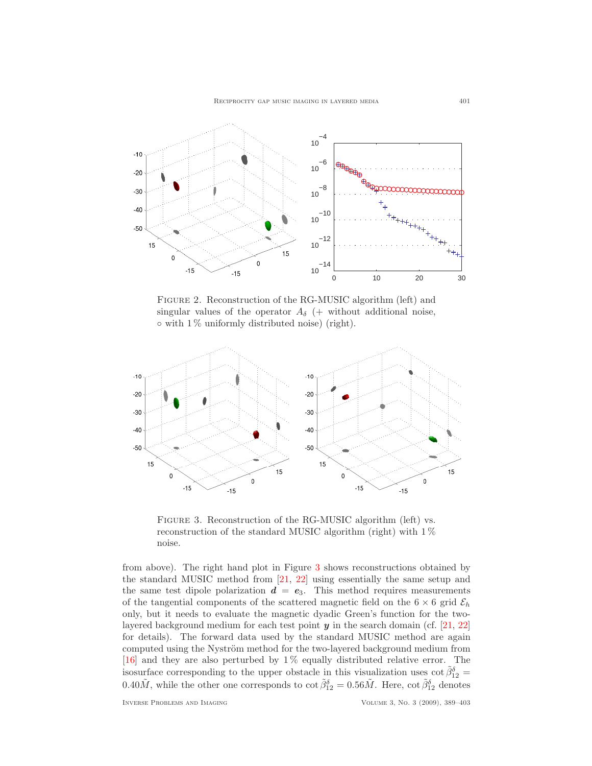Figure 2. Reconstruction of the RG-MUSIC algorithm (left) and singular values of the operator $A_\delta$ (+ without additional noise, ∘ with 1 % uniformly distributed noise) (right).

Figure 3. Reconstruction of the RG-MUSIC algorithm (left) vs. reconstruction of the standard MUSIC algorithm (right) with 1 % noise.

from above). The right hand plot in Figure 3 shows reconstructions obtained by the standard MUSIC method from [21, 22] using essentially the same setup and the same test dipole polarization $\boldsymbol{d} = \boldsymbol{e}_3$. This method requires measurements of the tangential components of the scattered magnetic field on the $6 \times 6$ grid $\mathcal{E}_h$ only, but it needs to evaluate the magnetic dyadic Green's function for the two-layered background medium for each test point $\boldsymbol{y}$ in the search domain (cf. [21, 22] for details). The forward data used by the standard MUSIC method are again computed using the Nyström method for the two-layered background medium from [16] and they are also perturbed by 1 % equally distributed relative error. The isosurface corresponding to the upper obstacle in this visualization uses $\cot \tilde{\beta}_{12}^{\delta} = 0.40\tilde{M}$, while the other one corresponds to $\cot \tilde{\beta}_{12}^{\delta} = 0.56\tilde{M}$. Here, $\cot \tilde{\beta}_{12}^{\delta}$ denotes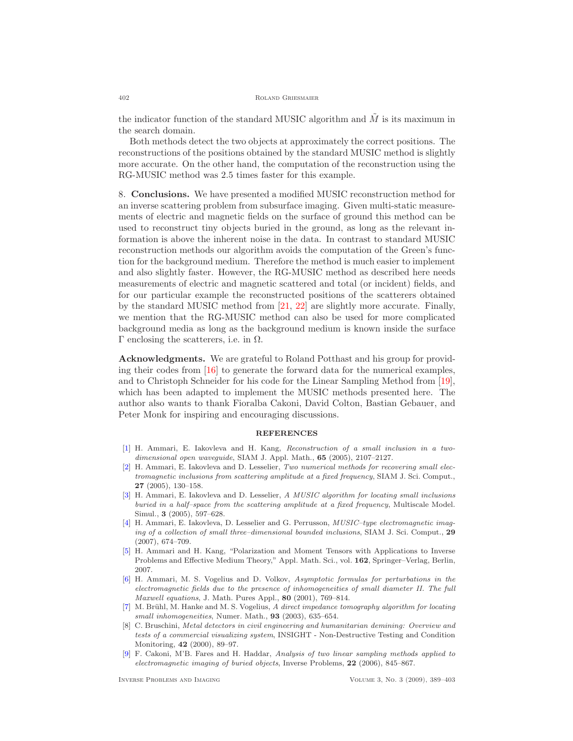the indicator function of the standard MUSIC algorithm and $\tilde{M}$ is its maximum in the search domain.

Both methods detect the two objects at approximately the correct positions. The reconstructions of the positions obtained by the standard MUSIC method is slightly more accurate. On the other hand, the computation of the reconstruction using the RG-MUSIC method was 2.5 times faster for this example.

## 8. Conclusions.

We have presented a modified MUSIC reconstruction method for an inverse scattering problem from subsurface imaging. Given multi-static measurements of electric and magnetic fields on the surface of ground this method can be used to reconstruct tiny objects buried in the ground, as long as the relevant information is above the inherent noise in the data. In contrast to standard MUSIC reconstruction methods our algorithm avoids the computation of the Green's function for the background medium. Therefore the method is much easier to implement and also slightly faster. However, the RG-MUSIC method as described here needs measurements of electric and magnetic scattered and total (or incident) fields, and for our particular example the reconstructed positions of the scatterers obtained by the standard MUSIC method from [21, 22] are slightly more accurate. Finally, we mention that the RG-MUSIC method can also be used for more complicated background media as long as the background medium is known inside the surface $\Gamma$ enclosing the scatterers, i.e. in $\Omega$.

**Acknowledgments.** We are grateful to Roland Potthast and his group for providing their codes from [16] to generate the forward data for the numerical examples, and to Christoph Schneider for his code for the Linear Sampling Method from [19], which has been adapted to implement the MUSIC methods presented here. The author also wants to thank Fioralba Cakoni, David Colton, Bastian Gebauer, and Peter Monk for inspiring and encouraging discussions.

## REFERENCES

[1] H. Ammari, E. Iakovleva and H. Kang, *Reconstruction of a small inclusion in a two-dimensional open waveguide*, SIAM J. Appl. Math., **65** (2005), 2107–2127.

[2] H. Ammari, E. Iakovleva and D. Lesselier, *Two numerical methods for recovering small electromagnetic inclusions from scattering amplitude at a fixed frequency*, SIAM J. Sci. Comput., **27** (2005), 130–158.

[3] H. Ammari, E. Iakovleva and D. Lesselier, *A MUSIC algorithm for locating small inclusions buried in a half–space from the scattering amplitude at a fixed frequency*, Multiscale Model. Simul., **3** (2005), 597–628.

[4] H. Ammari, E. Iakovleva, D. Lesselier and G. Perrusson, *MUSIC–type electromagnetic imaging of a collection of small three–dimensional bounded inclusions*, SIAM J. Sci. Comput., **29** (2007), 674–709.

[5] H. Ammari and H. Kang, "Polarization and Moment Tensors with Applications to Inverse Problems and Effective Medium Theory," Appl. Math. Sci., vol. **162**, Springer–Verlag, Berlin, 2007.

[6] H. Ammari, M. S. Vogelius and D. Volkov, *Asymptotic formulas for perturbations in the electromagnetic fields due to the presence of inhomogeneities of small diameter II. The full Maxwell equations*, J. Math. Pures Appl., **80** (2001), 769–814.

[7] M. Brühl, M. Hanke and M. S. Vogelius, *A direct impedance tomography algorithm for locating small inhomogeneities*, Numer. Math., **93** (2003), 635–654.

[8] C. Bruschini, *Metal detectors in civil engineering and humanitarian demining: Overview and tests of a commercial visualizing system*, INSIGHT - Non-Destructive Testing and Condition Monitoring, **42** (2000), 89–97.

[9] F. Cakoni, M'B. Fares and H. Haddar, *Analysis of two linear sampling methods applied to electromagnetic imaging of buried objects*, Inverse Problems, **22** (2006), 845–867.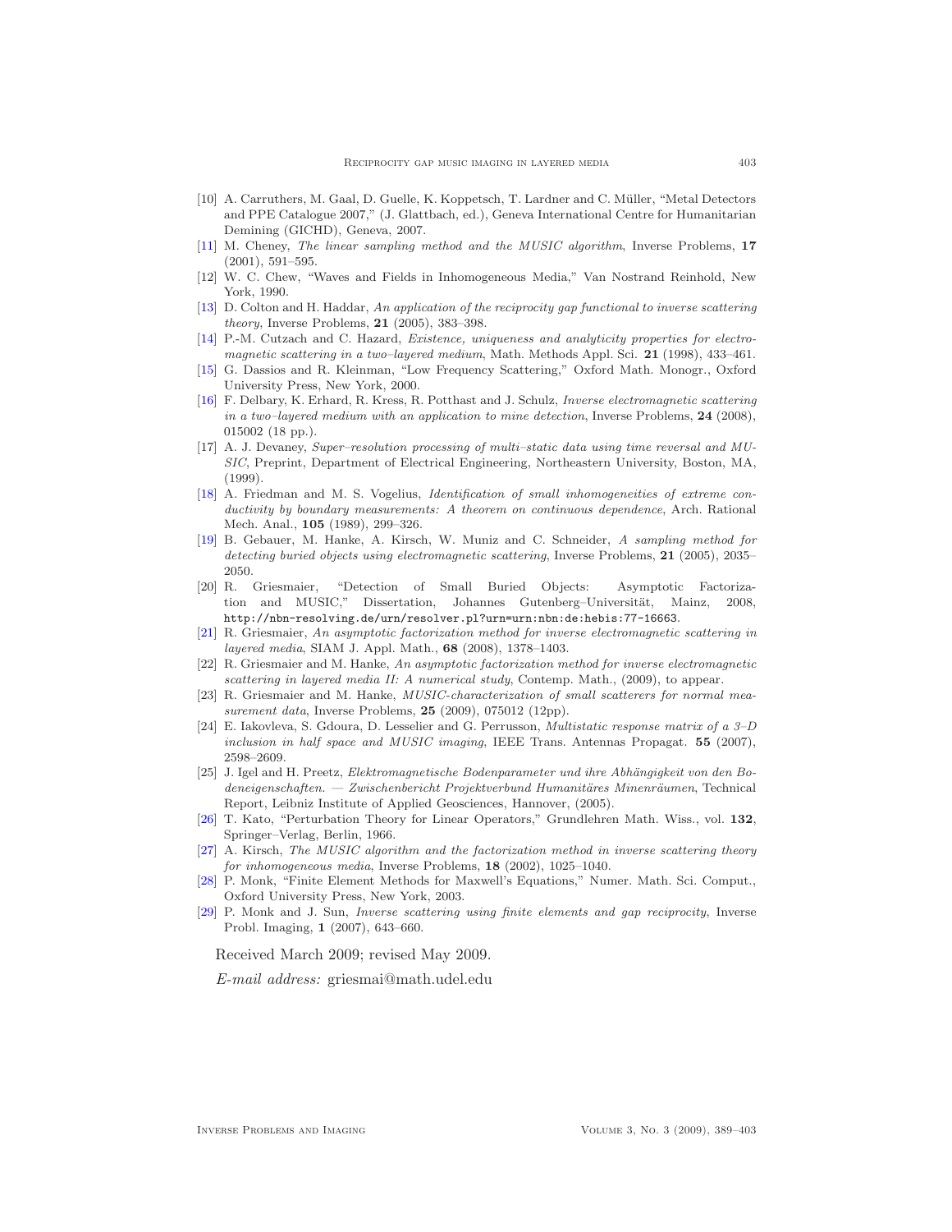[10] A. Carruthers, M. Gaal, D. Guelle, K. Koppetsch, T. Lardner and C. Müller, "Metal Detectors and PPE Catalogue 2007," (J. Glattbach, ed.), Geneva International Centre for Humanitarian Demining (GICHD), Geneva, 2007.

[11] M. Cheney, *The linear sampling method and the MUSIC algorithm*, Inverse Problems, **17** (2001), 591–595.

[12] W. C. Chew, "Waves and Fields in Inhomogeneous Media," Van Nostrand Reinhold, New York, 1990.

[13] D. Colton and H. Haddar, *An application of the reciprocity gap functional to inverse scattering theory*, Inverse Problems, **21** (2005), 383–398.

[14] P.-M. Cutzach and C. Hazard, *Existence, uniqueness and analyticity properties for electromagnetic scattering in a two–layered medium*, Math. Methods Appl. Sci. **21** (1998), 433–461.

[15] G. Dassios and R. Kleinman, "Low Frequency Scattering," Oxford Math. Monogr., Oxford University Press, New York, 2000.

[16] F. Delbary, K. Erhard, R. Kress, R. Potthast and J. Schulz, *Inverse electromagnetic scattering in a two–layered medium with an application to mine detection*, Inverse Problems, **24** (2008), 015002 (18 pp.).

[17] A. J. Devaney, *Super–resolution processing of multi–static data using time reversal and MUSIC*, Preprint, Department of Electrical Engineering, Northeastern University, Boston, MA, (1999).

[18] A. Friedman and M. S. Vogelius, *Identification of small inhomogeneities of extreme conductivity by boundary measurements: A theorem on continuous dependence*, Arch. Rational Mech. Anal., **105** (1989), 299–326.

[19] B. Gebauer, M. Hanke, A. Kirsch, W. Muniz and C. Schneider, *A sampling method for detecting buried objects using electromagnetic scattering*, Inverse Problems, **21** (2005), 2035–2050.

[20] R. Griesmaier, "Detection of Small Buried Objects: Asymptotic Factorization and MUSIC," Dissertation, Johannes Gutenberg–Universität, Mainz, 2008, `http://nbn-resolving.de/urn/resolver.pl?urn=urn:nbn:de:hebis:77-16663`.

[21] R. Griesmaier, *An asymptotic factorization method for inverse electromagnetic scattering in layered media*, SIAM J. Appl. Math., **68** (2008), 1378–1403.

[22] R. Griesmaier and M. Hanke, *An asymptotic factorization method for inverse electromagnetic scattering in layered media II: A numerical study*, Contemp. Math., (2009), to appear.

[23] R. Griesmaier and M. Hanke, *MUSIC-characterization of small scatterers for normal measurement data*, Inverse Problems, **25** (2009), 075012 (12pp).

[24] E. Iakovleva, S. Gdoura, D. Lesselier and G. Perrusson, *Multistatic response matrix of a 3–D inclusion in half space and MUSIC imaging*, IEEE Trans. Antennas Propagat. **55** (2007), 2598–2609.

[25] J. Igel and H. Preetz, *Elektromagnetische Bodenparameter und ihre Abhängigkeit von den Bodeneigenschaften. — Zwischenbericht Projektverbund Humanitäres Minenräumen*, Technical Report, Leibniz Institute of Applied Geosciences, Hannover, (2005).

[26] T. Kato, "Perturbation Theory for Linear Operators," Grundlehren Math. Wiss., vol. **132**, Springer–Verlag, Berlin, 1966.

[27] A. Kirsch, *The MUSIC algorithm and the factorization method in inverse scattering theory for inhomogeneous media*, Inverse Problems, **18** (2002), 1025–1040.

[28] P. Monk, "Finite Element Methods for Maxwell's Equations," Numer. Math. Sci. Comput., Oxford University Press, New York, 2003.

[29] P. Monk and J. Sun, *Inverse scattering using finite elements and gap reciprocity*, Inverse Probl. Imaging, **1** (2007), 643–660.

Received March 2009; revised May 2009.

*E-mail address:* griesmai@math.udel.edu